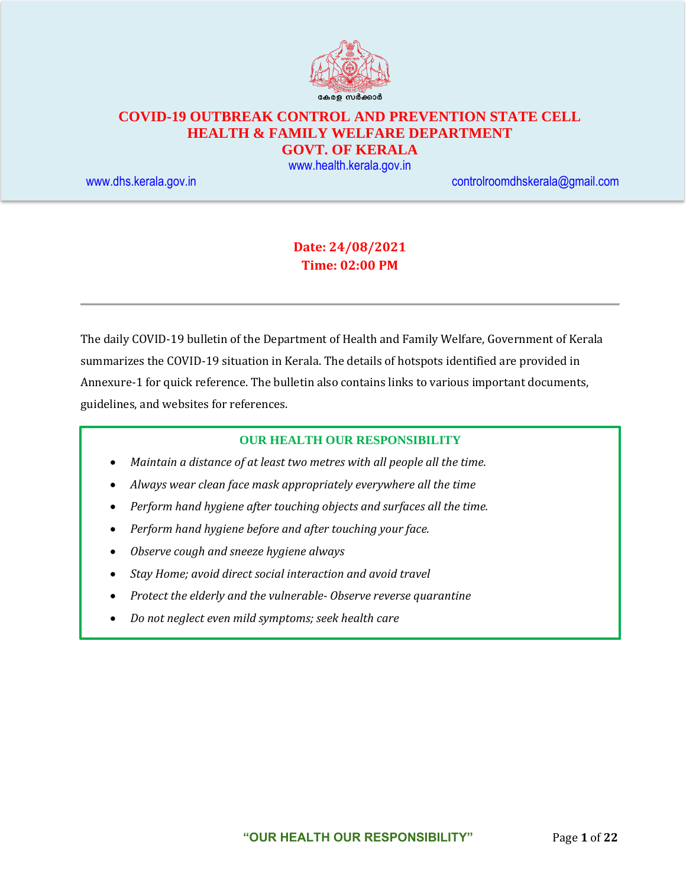കേരള സർക്കാർ

# COVID-19 OUTBREAK CONTROL AND PREVENTION STATE CELL
# HEALTH & FAMILY WELFARE DEPARTMENT
# GOVT. OF KERALA

www.health.kerala.gov.in

www.dhs.kerala.gov.in controlroomdhskerala@gmail.com

**Date: 24/08/2021**
**Time: 02:00 PM**

---

The daily COVID-19 bulletin of the Department of Health and Family Welfare, Government of Kerala summarizes the COVID-19 situation in Kerala. The details of hotspots identified are provided in Annexure-1 for quick reference. The bulletin also contains links to various important documents, guidelines, and websites for references.

**OUR HEALTH OUR RESPONSIBILITY**

- *Maintain a distance of at least two metres with all people all the time.*
- *Always wear clean face mask appropriately everywhere all the time*
- *Perform hand hygiene after touching objects and surfaces all the time.*
- *Perform hand hygiene before and after touching your face.*
- *Observe cough and sneeze hygiene always*
- *Stay Home; avoid direct social interaction and avoid travel*
- *Protect the elderly and the vulnerable- Observe reverse quarantine*
- *Do not neglect even mild symptoms; seek health care*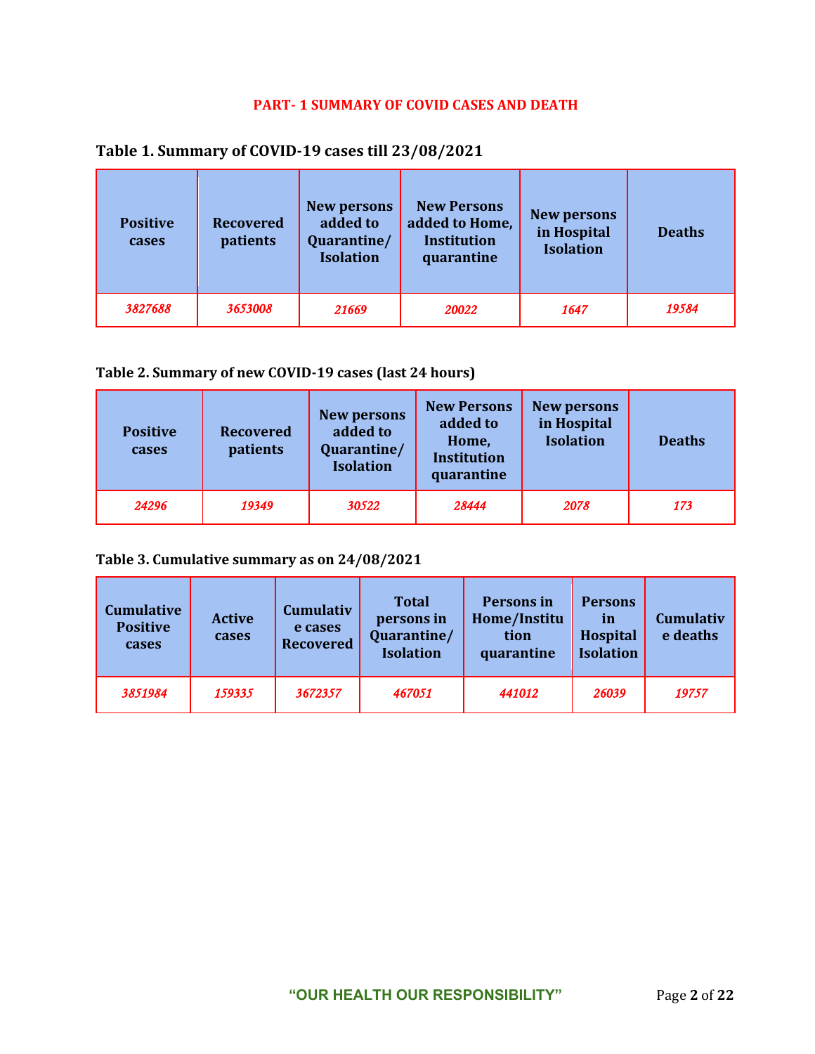## PART- 1 SUMMARY OF COVID CASES AND DEATH

### Table 1. Summary of COVID-19 cases till 23/08/2021

| Positive cases | Recovered patients | New persons added to Quarantine/ Isolation | New Persons added to Home, Institution quarantine | New persons in Hospital Isolation | Deaths |
|---|---|---|---|---|---|
| *3827688* | *3653008* | *21669* | *20022* | *1647* | *19584* |

### Table 2. Summary of new COVID-19 cases (last 24 hours)

| Positive cases | Recovered patients | New persons added to Quarantine/ Isolation | New Persons added to Home, Institution quarantine | New persons in Hospital Isolation | Deaths |
|---|---|---|---|---|---|
| *24296* | *19349* | *30522* | *28444* | *2078* | *173* |

### Table 3. Cumulative summary as on 24/08/2021

| Cumulative Positive cases | Active cases | Cumulative cases Recovered | Total persons in Quarantine/ Isolation | Persons in Home/Institution quarantine | Persons in Hospital Isolation | Cumulative deaths |
|---|---|---|---|---|---|---|
| *3851984* | *159335* | *3672357* | *467051* | *441012* | *26039* | *19757* |

**"OUR HEALTH OUR RESPONSIBILITY"**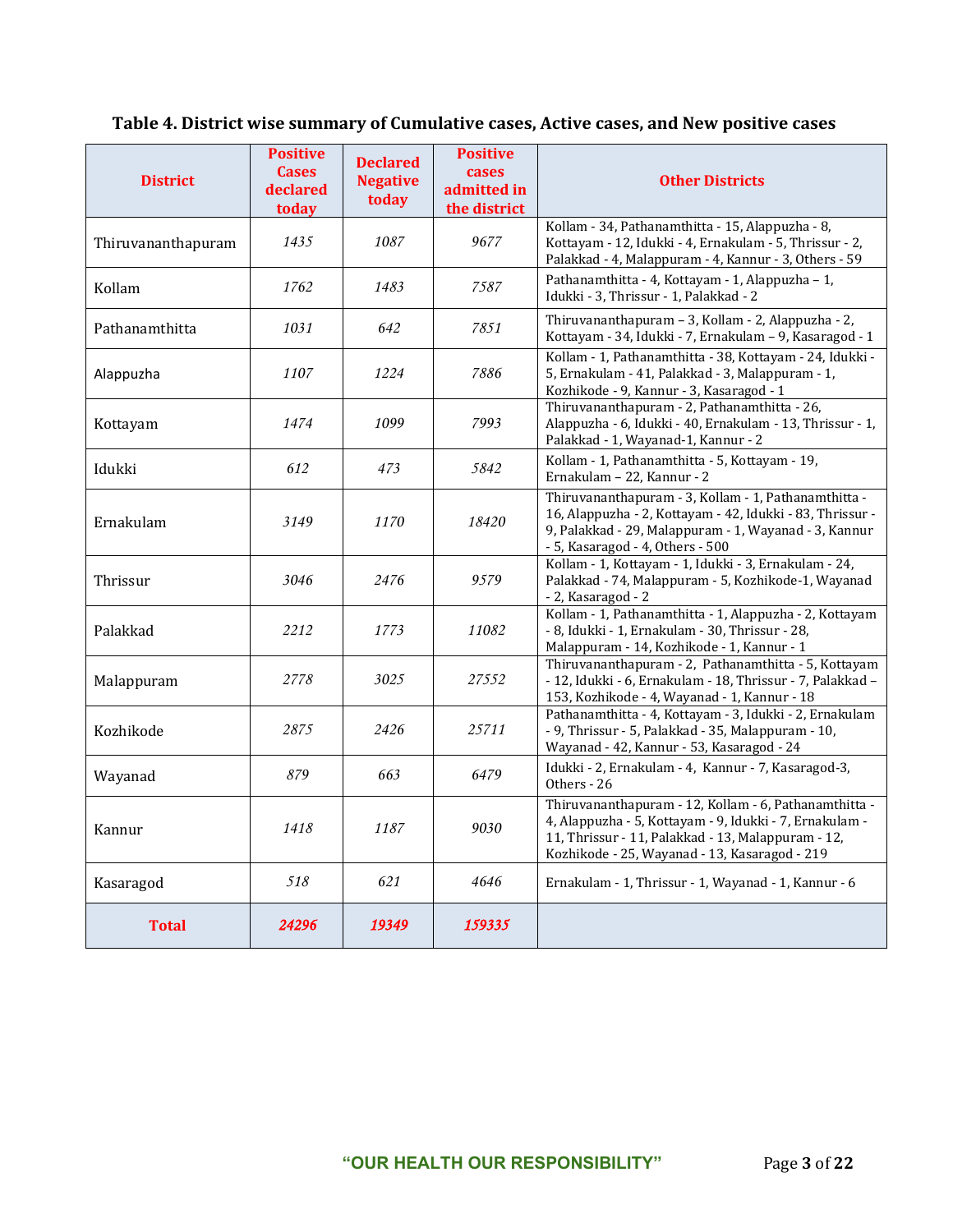**Table 4. District wise summary of Cumulative cases, Active cases, and New positive cases**

| District | Positive Cases declared today | Declared Negative today | Positive cases admitted in the district | Other Districts |
|---|---|---|---|---|
| Thiruvananthapuram | 1435 | 1087 | 9677 | Kollam - 34, Pathanamthitta - 15, Alappuzha - 8, Kottayam - 12, Idukki - 4, Ernakulam - 5, Thrissur - 2, Palakkad - 4, Malappuram - 4, Kannur - 3, Others - 59 |
| Kollam | 1762 | 1483 | 7587 | Pathanamthitta - 4, Kottayam - 1, Alappuzha – 1, Idukki - 3, Thrissur - 1, Palakkad - 2 |
| Pathanamthitta | 1031 | 642 | 7851 | Thiruvananthapuram – 3, Kollam - 2, Alappuzha - 2, Kottayam - 34, Idukki - 7, Ernakulam – 9, Kasaragod - 1 |
| Alappuzha | 1107 | 1224 | 7886 | Kollam - 1, Pathanamthitta - 38, Kottayam - 24, Idukki - 5, Ernakulam - 41, Palakkad - 3, Malappuram - 1, Kozhikode - 9, Kannur - 3, Kasaragod - 1 |
| Kottayam | 1474 | 1099 | 7993 | Thiruvananthapuram - 2, Pathanamthitta - 26, Alappuzha - 6, Idukki - 40, Ernakulam - 13, Thrissur - 1, Palakkad - 1, Wayanad-1, Kannur - 2 |
| Idukki | 612 | 473 | 5842 | Kollam - 1, Pathanamthitta - 5, Kottayam - 19, Ernakulam – 22, Kannur - 2 |
| Ernakulam | 3149 | 1170 | 18420 | Thiruvananthapuram - 3, Kollam - 1, Pathanamthitta - 16, Alappuzha - 2, Kottayam - 42, Idukki - 83, Thrissur - 9, Palakkad - 29, Malappuram - 1, Wayanad - 3, Kannur - 5, Kasaragod - 4, Others - 500 |
| Thrissur | 3046 | 2476 | 9579 | Kollam - 1, Kottayam - 1, Idukki - 3, Ernakulam - 24, Palakkad - 74, Malappuram - 5, Kozhikode-1, Wayanad - 2, Kasaragod - 2 |
| Palakkad | 2212 | 1773 | 11082 | Kollam - 1, Pathanamthitta - 1, Alappuzha - 2, Kottayam - 8, Idukki - 1, Ernakulam - 30, Thrissur - 28, Malappuram - 14, Kozhikode - 1, Kannur - 1 |
| Malappuram | 2778 | 3025 | 27552 | Thiruvananthapuram - 2, Pathanamthitta - 5, Kottayam - 12, Idukki - 6, Ernakulam - 18, Thrissur - 7, Palakkad – 153, Kozhikode - 4, Wayanad - 1, Kannur - 18 |
| Kozhikode | 2875 | 2426 | 25711 | Pathanamthitta - 4, Kottayam - 3, Idukki - 2, Ernakulam - 9, Thrissur - 5, Palakkad - 35, Malappuram - 10, Wayanad - 42, Kannur - 53, Kasaragod - 24 |
| Wayanad | 879 | 663 | 6479 | Idukki - 2, Ernakulam - 4, Kannur - 7, Kasaragod-3, Others - 26 |
| Kannur | 1418 | 1187 | 9030 | Thiruvananthapuram - 12, Kollam - 6, Pathanamthitta - 4, Alappuzha - 5, Kottayam - 9, Idukki - 7, Ernakulam - 11, Thrissur - 11, Palakkad - 13, Malappuram - 12, Kozhikode - 25, Wayanad - 13, Kasaragod - 219 |
| Kasaragod | 518 | 621 | 4646 | Ernakulam - 1, Thrissur - 1, Wayanad - 1, Kannur - 6 |
| **Total** | **24296** | **19349** | **159335** | |

**"OUR HEALTH OUR RESPONSIBILITY"**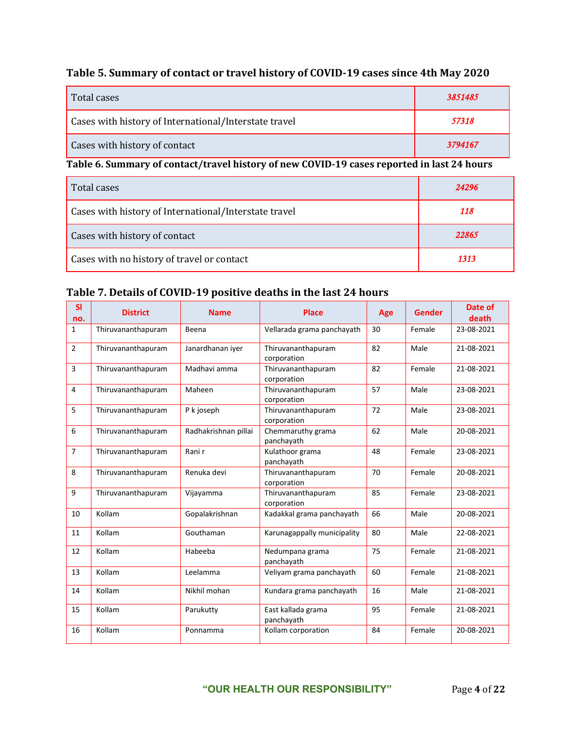### Table 5. Summary of contact or travel history of COVID-19 cases since 4th May 2020

| | |
|---|---|
| Total cases | *3851485* |
| Cases with history of International/Interstate travel | *57318* |
| Cases with history of contact | *3794167* |

### Table 6. Summary of contact/travel history of new COVID-19 cases reported in last 24 hours

| | |
|---|---|
| Total cases | *24296* |
| Cases with history of International/Interstate travel | *118* |
| Cases with history of contact | *22865* |
| Cases with no history of travel or contact | *1313* |

### Table 7. Details of COVID-19 positive deaths in the last 24 hours

| Sl no. | District | Name | Place | Age | Gender | Date of death |
|---|---|---|---|---|---|---|
| 1 | Thiruvananthapuram | Beena | Vellarada grama panchayath | 30 | Female | 23-08-2021 |
| 2 | Thiruvananthapuram | Janardhanan iyer | Thiruvananthapuram corporation | 82 | Male | 21-08-2021 |
| 3 | Thiruvananthapuram | Madhavi amma | Thiruvananthapuram corporation | 82 | Female | 21-08-2021 |
| 4 | Thiruvananthapuram | Maheen | Thiruvananthapuram corporation | 57 | Male | 23-08-2021 |
| 5 | Thiruvananthapuram | P k joseph | Thiruvananthapuram corporation | 72 | Male | 23-08-2021 |
| 6 | Thiruvananthapuram | Radhakrishnan pillai | Chemmaruthy grama panchayath | 62 | Male | 20-08-2021 |
| 7 | Thiruvananthapuram | Rani r | Kulathoor grama panchayath | 48 | Female | 23-08-2021 |
| 8 | Thiruvananthapuram | Renuka devi | Thiruvananthapuram corporation | 70 | Female | 20-08-2021 |
| 9 | Thiruvananthapuram | Vijayamma | Thiruvananthapuram corporation | 85 | Female | 23-08-2021 |
| 10 | Kollam | Gopalakrishnan | Kadakkal grama panchayath | 66 | Male | 20-08-2021 |
| 11 | Kollam | Gouthaman | Karunagappally municipality | 80 | Male | 22-08-2021 |
| 12 | Kollam | Habeeba | Nedumpana grama panchayath | 75 | Female | 21-08-2021 |
| 13 | Kollam | Leelamma | Veliyam grama panchayath | 60 | Female | 21-08-2021 |
| 14 | Kollam | Nikhil mohan | Kundara grama panchayath | 16 | Male | 21-08-2021 |
| 15 | Kollam | Parukutty | East kallada grama panchayath | 95 | Female | 21-08-2021 |
| 16 | Kollam | Ponnamma | Kollam corporation | 84 | Female | 20-08-2021 |

**"OUR HEALTH OUR RESPONSIBILITY"**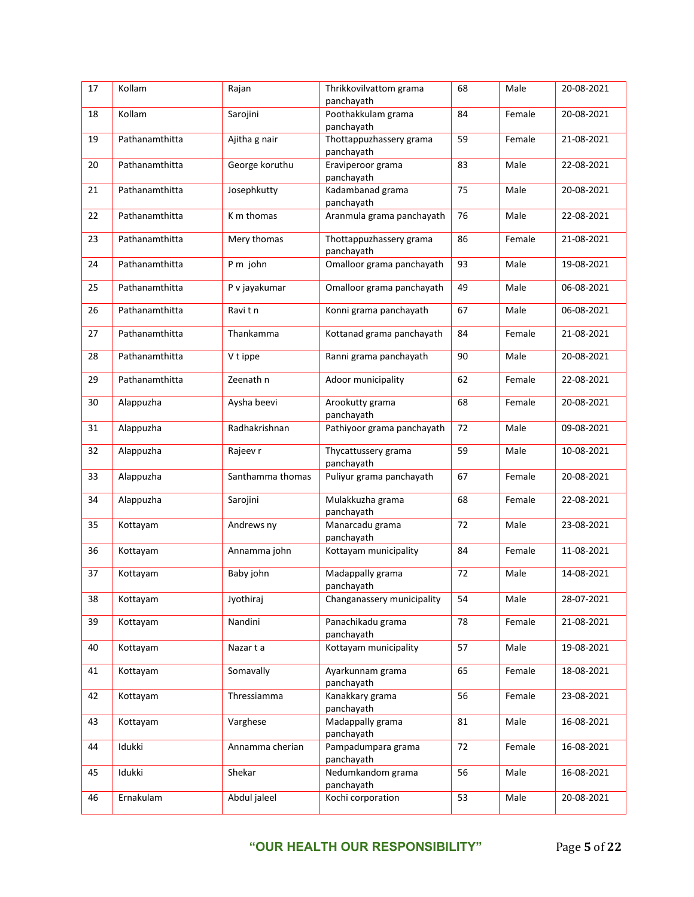| 17 | Kollam | Rajan | Thrikkovilvattom grama panchayath | 68 | Male | 20-08-2021 |
|---|---|---|---|---|---|---|
| 18 | Kollam | Sarojini | Poothakkulam grama panchayath | 84 | Female | 20-08-2021 |
| 19 | Pathanamthitta | Ajitha g nair | Thottappuzhassery grama panchayath | 59 | Female | 21-08-2021 |
| 20 | Pathanamthitta | George koruthu | Eraviperoor grama panchayath | 83 | Male | 22-08-2021 |
| 21 | Pathanamthitta | Josephkutty | Kadambanad grama panchayath | 75 | Male | 20-08-2021 |
| 22 | Pathanamthitta | K m thomas | Aranmula grama panchayath | 76 | Male | 22-08-2021 |
| 23 | Pathanamthitta | Mery thomas | Thottappuzhassery grama panchayath | 86 | Female | 21-08-2021 |
| 24 | Pathanamthitta | P m john | Omalloor grama panchayath | 93 | Male | 19-08-2021 |
| 25 | Pathanamthitta | P v jayakumar | Omalloor grama panchayath | 49 | Male | 06-08-2021 |
| 26 | Pathanamthitta | Ravi t n | Konni grama panchayath | 67 | Male | 06-08-2021 |
| 27 | Pathanamthitta | Thankamma | Kottanad grama panchayath | 84 | Female | 21-08-2021 |
| 28 | Pathanamthitta | V t ippe | Ranni grama panchayath | 90 | Male | 20-08-2021 |
| 29 | Pathanamthitta | Zeenath n | Adoor municipality | 62 | Female | 22-08-2021 |
| 30 | Alappuzha | Aysha beevi | Arookutty grama panchayath | 68 | Female | 20-08-2021 |
| 31 | Alappuzha | Radhakrishnan | Pathiyoor grama panchayath | 72 | Male | 09-08-2021 |
| 32 | Alappuzha | Rajeev r | Thycattussery grama panchayath | 59 | Male | 10-08-2021 |
| 33 | Alappuzha | Santhamma thomas | Puliyur grama panchayath | 67 | Female | 20-08-2021 |
| 34 | Alappuzha | Sarojini | Mulakkuzha grama panchayath | 68 | Female | 22-08-2021 |
| 35 | Kottayam | Andrews ny | Manarcadu grama panchayath | 72 | Male | 23-08-2021 |
| 36 | Kottayam | Annamma john | Kottayam municipality | 84 | Female | 11-08-2021 |
| 37 | Kottayam | Baby john | Madappally grama panchayath | 72 | Male | 14-08-2021 |
| 38 | Kottayam | Jyothiraj | Changanassery municipality | 54 | Male | 28-07-2021 |
| 39 | Kottayam | Nandini | Panachikadu grama panchayath | 78 | Female | 21-08-2021 |
| 40 | Kottayam | Nazar t a | Kottayam municipality | 57 | Male | 19-08-2021 |
| 41 | Kottayam | Somavally | Ayarkunnam grama panchayath | 65 | Female | 18-08-2021 |
| 42 | Kottayam | Thressiamma | Kanakkary grama panchayath | 56 | Female | 23-08-2021 |
| 43 | Kottayam | Varghese | Madappally grama panchayath | 81 | Male | 16-08-2021 |
| 44 | Idukki | Annamma cherian | Pampadumpara grama panchayath | 72 | Female | 16-08-2021 |
| 45 | Idukki | Shekar | Nedumkandom grama panchayath | 56 | Male | 16-08-2021 |
| 46 | Ernakulam | Abdul jaleel | Kochi corporation | 53 | Male | 20-08-2021 |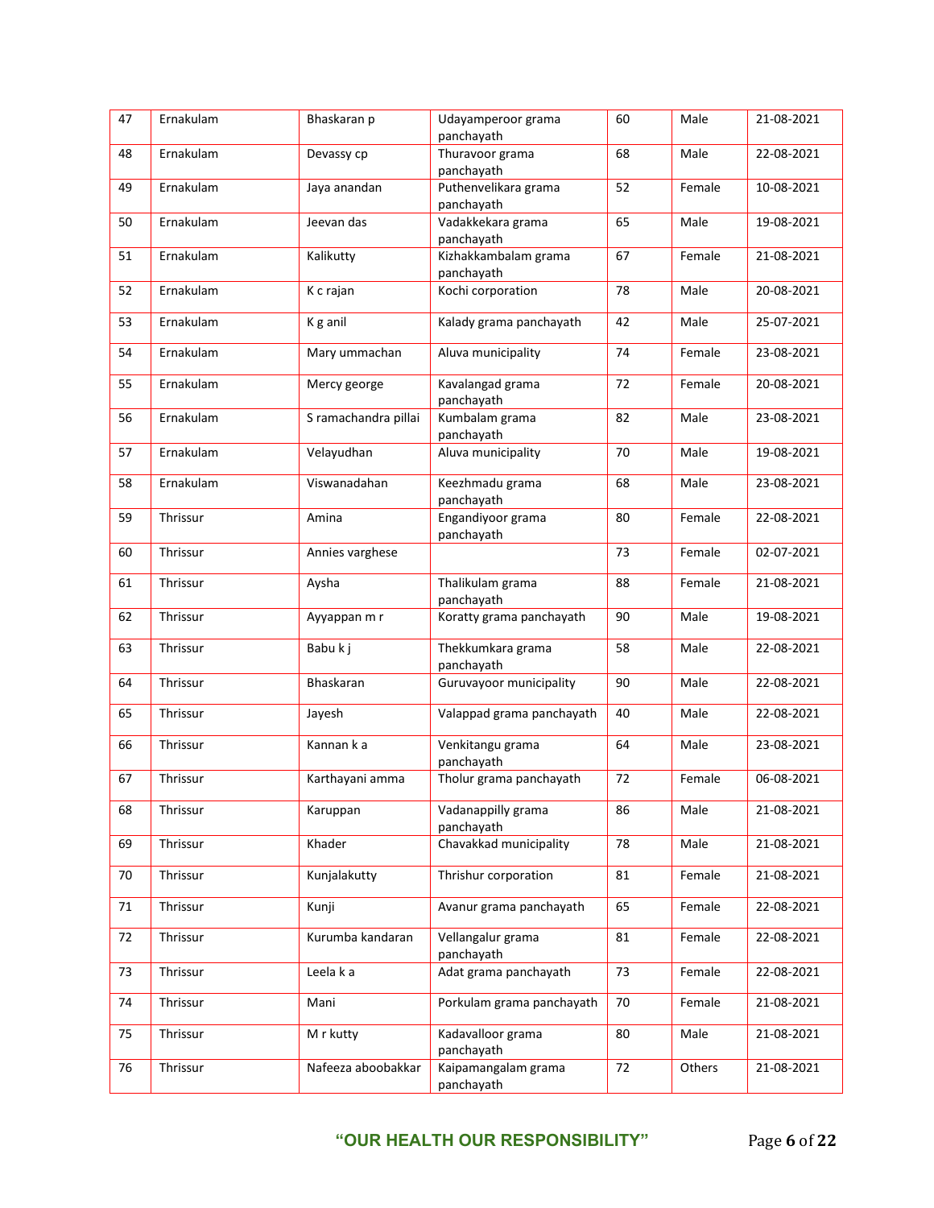| 47 | Ernakulam | Bhaskaran p | Udayamperoor grama panchayath | 60 | Male | 21-08-2021 |
|---|---|---|---|---|---|---|
| 48 | Ernakulam | Devassy cp | Thuravoor grama panchayath | 68 | Male | 22-08-2021 |
| 49 | Ernakulam | Jaya anandan | Puthenvelikara grama panchayath | 52 | Female | 10-08-2021 |
| 50 | Ernakulam | Jeevan das | Vadakkekara grama panchayath | 65 | Male | 19-08-2021 |
| 51 | Ernakulam | Kalikutty | Kizhakkambalam grama panchayath | 67 | Female | 21-08-2021 |
| 52 | Ernakulam | K c rajan | Kochi corporation | 78 | Male | 20-08-2021 |
| 53 | Ernakulam | K g anil | Kalady grama panchayath | 42 | Male | 25-07-2021 |
| 54 | Ernakulam | Mary ummachan | Aluva municipality | 74 | Female | 23-08-2021 |
| 55 | Ernakulam | Mercy george | Kavalangad grama panchayath | 72 | Female | 20-08-2021 |
| 56 | Ernakulam | S ramachandra pillai | Kumbalam grama panchayath | 82 | Male | 23-08-2021 |
| 57 | Ernakulam | Velayudhan | Aluva municipality | 70 | Male | 19-08-2021 |
| 58 | Ernakulam | Viswanadahan | Keezhmadu grama panchayath | 68 | Male | 23-08-2021 |
| 59 | Thrissur | Amina | Engandiyoor grama panchayath | 80 | Female | 22-08-2021 |
| 60 | Thrissur | Annies varghese | | 73 | Female | 02-07-2021 |
| 61 | Thrissur | Aysha | Thalikulam grama panchayath | 88 | Female | 21-08-2021 |
| 62 | Thrissur | Ayyappan m r | Koratty grama panchayath | 90 | Male | 19-08-2021 |
| 63 | Thrissur | Babu k j | Thekkumkara grama panchayath | 58 | Male | 22-08-2021 |
| 64 | Thrissur | Bhaskaran | Guruvayoor municipality | 90 | Male | 22-08-2021 |
| 65 | Thrissur | Jayesh | Valappad grama panchayath | 40 | Male | 22-08-2021 |
| 66 | Thrissur | Kannan k a | Venkitangu grama panchayath | 64 | Male | 23-08-2021 |
| 67 | Thrissur | Karthayani amma | Tholur grama panchayath | 72 | Female | 06-08-2021 |
| 68 | Thrissur | Karuppan | Vadanappilly grama panchayath | 86 | Male | 21-08-2021 |
| 69 | Thrissur | Khader | Chavakkad municipality | 78 | Male | 21-08-2021 |
| 70 | Thrissur | Kunjalakutty | Thrishur corporation | 81 | Female | 21-08-2021 |
| 71 | Thrissur | Kunji | Avanur grama panchayath | 65 | Female | 22-08-2021 |
| 72 | Thrissur | Kurumba kandaran | Vellangalur grama panchayath | 81 | Female | 22-08-2021 |
| 73 | Thrissur | Leela k a | Adat grama panchayath | 73 | Female | 22-08-2021 |
| 74 | Thrissur | Mani | Porkulam grama panchayath | 70 | Female | 21-08-2021 |
| 75 | Thrissur | M r kutty | Kadavalloor grama panchayath | 80 | Male | 21-08-2021 |
| 76 | Thrissur | Nafeeza aboobakkar | Kaipamangalam grama panchayath | 72 | Others | 21-08-2021 |

**"OUR HEALTH OUR RESPONSIBILITY"**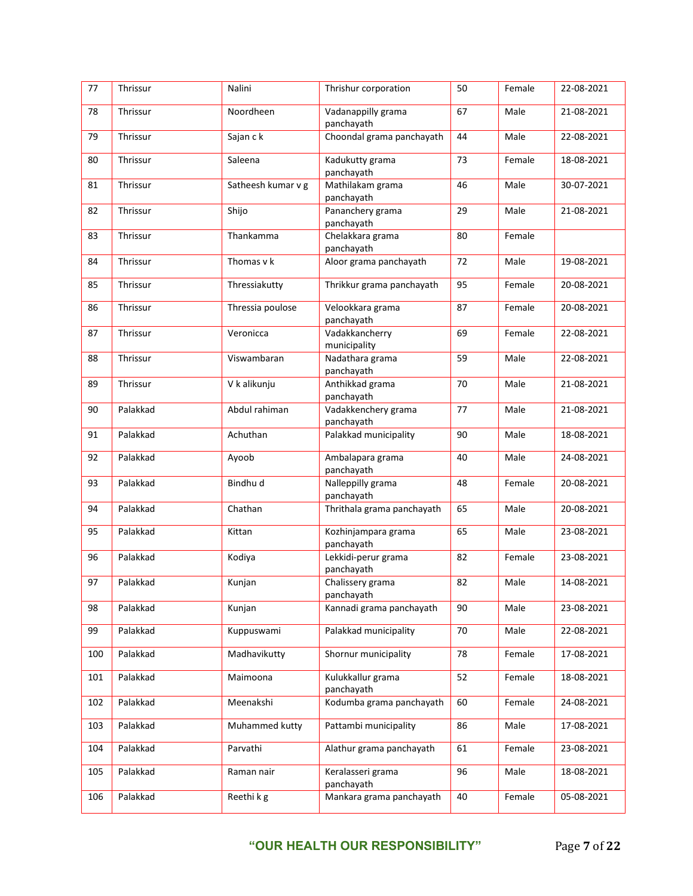| 77 | Thrissur | Nalini | Thrishur corporation | 50 | Female | 22-08-2021 |
|---|---|---|---|---|---|---|
| 78 | Thrissur | Noordheen | Vadanappilly grama panchayath | 67 | Male | 21-08-2021 |
| 79 | Thrissur | Sajan c k | Choondal grama panchayath | 44 | Male | 22-08-2021 |
| 80 | Thrissur | Saleena | Kadukutty grama panchayath | 73 | Female | 18-08-2021 |
| 81 | Thrissur | Satheesh kumar v g | Mathilakam grama panchayath | 46 | Male | 30-07-2021 |
| 82 | Thrissur | Shijo | Pananchery grama panchayath | 29 | Male | 21-08-2021 |
| 83 | Thrissur | Thankamma | Chelakkara grama panchayath | 80 | Female | |
| 84 | Thrissur | Thomas v k | Aloor grama panchayath | 72 | Male | 19-08-2021 |
| 85 | Thrissur | Thressiakutty | Thrikkur grama panchayath | 95 | Female | 20-08-2021 |
| 86 | Thrissur | Thressia poulose | Velookkara grama panchayath | 87 | Female | 20-08-2021 |
| 87 | Thrissur | Veronicca | Vadakkancherry municipality | 69 | Female | 22-08-2021 |
| 88 | Thrissur | Viswambaran | Nadathara grama panchayath | 59 | Male | 22-08-2021 |
| 89 | Thrissur | V k alikunju | Anthikkad grama panchayath | 70 | Male | 21-08-2021 |
| 90 | Palakkad | Abdul rahiman | Vadakkenchery grama panchayath | 77 | Male | 21-08-2021 |
| 91 | Palakkad | Achuthan | Palakkad municipality | 90 | Male | 18-08-2021 |
| 92 | Palakkad | Ayoob | Ambalapara grama panchayath | 40 | Male | 24-08-2021 |
| 93 | Palakkad | Bindhu d | Nalleppilly grama panchayath | 48 | Female | 20-08-2021 |
| 94 | Palakkad | Chathan | Thrithala grama panchayath | 65 | Male | 20-08-2021 |
| 95 | Palakkad | Kittan | Kozhinjampara grama panchayath | 65 | Male | 23-08-2021 |
| 96 | Palakkad | Kodiya | Lekkidi-perur grama panchayath | 82 | Female | 23-08-2021 |
| 97 | Palakkad | Kunjan | Chalissery grama panchayath | 82 | Male | 14-08-2021 |
| 98 | Palakkad | Kunjan | Kannadi grama panchayath | 90 | Male | 23-08-2021 |
| 99 | Palakkad | Kuppuswami | Palakkad municipality | 70 | Male | 22-08-2021 |
| 100 | Palakkad | Madhavikutty | Shornur municipality | 78 | Female | 17-08-2021 |
| 101 | Palakkad | Maimoona | Kulukkallur grama panchayath | 52 | Female | 18-08-2021 |
| 102 | Palakkad | Meenakshi | Kodumba grama panchayath | 60 | Female | 24-08-2021 |
| 103 | Palakkad | Muhammed kutty | Pattambi municipality | 86 | Male | 17-08-2021 |
| 104 | Palakkad | Parvathi | Alathur grama panchayath | 61 | Female | 23-08-2021 |
| 105 | Palakkad | Raman nair | Keralasseri grama panchayath | 96 | Male | 18-08-2021 |
| 106 | Palakkad | Reethi k g | Mankara grama panchayath | 40 | Female | 05-08-2021 |

**"OUR HEALTH OUR RESPONSIBILITY"**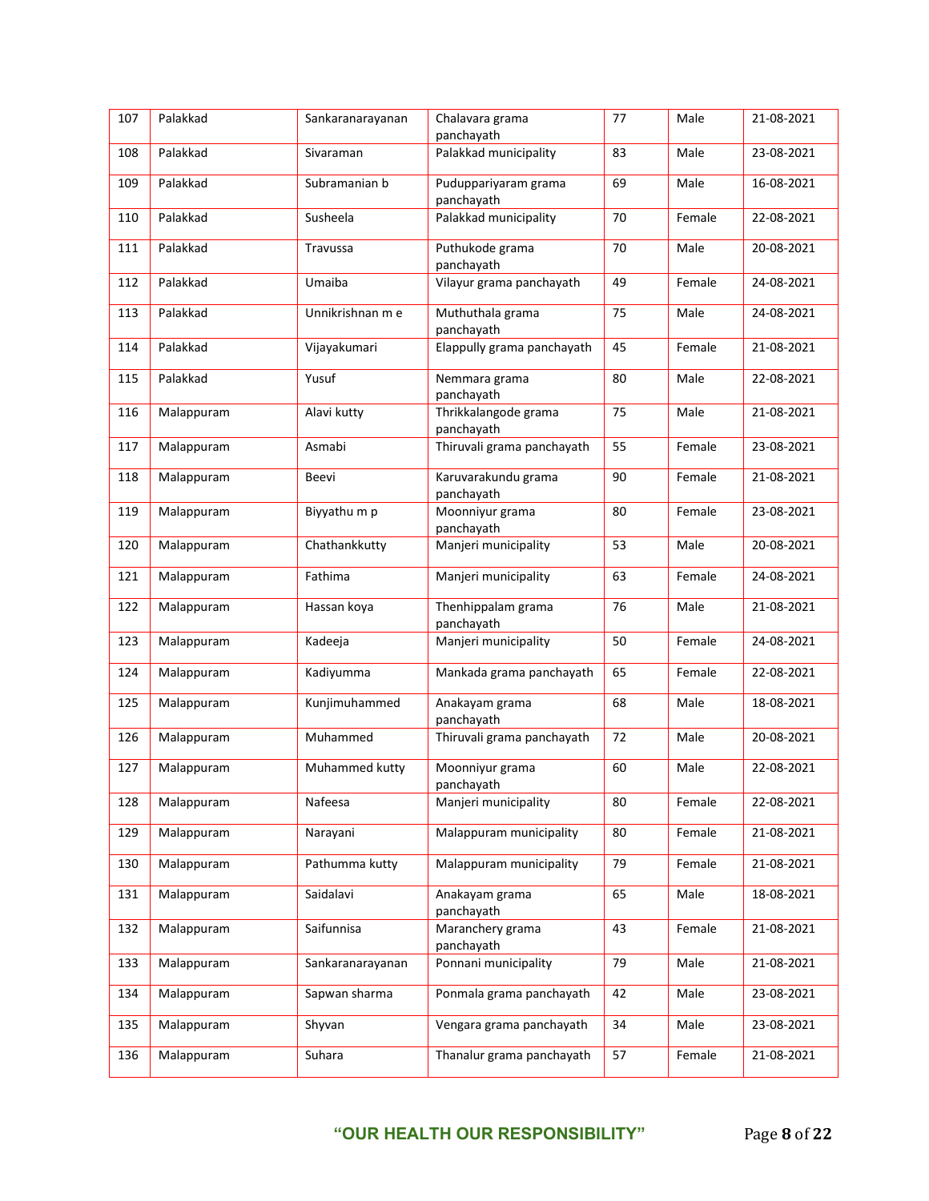| 107 | Palakkad | Sankaranarayanan | Chalavara grama panchayath | 77 | Male | 21-08-2021 |
|---|---|---|---|---|---|---|
| 108 | Palakkad | Sivaraman | Palakkad municipality | 83 | Male | 23-08-2021 |
| 109 | Palakkad | Subramanian b | Puduppariyaram grama panchayath | 69 | Male | 16-08-2021 |
| 110 | Palakkad | Susheela | Palakkad municipality | 70 | Female | 22-08-2021 |
| 111 | Palakkad | Travussa | Puthukode grama panchayath | 70 | Male | 20-08-2021 |
| 112 | Palakkad | Umaiba | Vilayur grama panchayath | 49 | Female | 24-08-2021 |
| 113 | Palakkad | Unnikrishnan m e | Muthuthala grama panchayath | 75 | Male | 24-08-2021 |
| 114 | Palakkad | Vijayakumari | Elappully grama panchayath | 45 | Female | 21-08-2021 |
| 115 | Palakkad | Yusuf | Nemmara grama panchayath | 80 | Male | 22-08-2021 |
| 116 | Malappuram | Alavi kutty | Thrikkalangode grama panchayath | 75 | Male | 21-08-2021 |
| 117 | Malappuram | Asmabi | Thiruvali grama panchayath | 55 | Female | 23-08-2021 |
| 118 | Malappuram | Beevi | Karuvarakundu grama panchayath | 90 | Female | 21-08-2021 |
| 119 | Malappuram | Biyyathu m p | Moonniyur grama panchayath | 80 | Female | 23-08-2021 |
| 120 | Malappuram | Chathankkutty | Manjeri municipality | 53 | Male | 20-08-2021 |
| 121 | Malappuram | Fathima | Manjeri municipality | 63 | Female | 24-08-2021 |
| 122 | Malappuram | Hassan koya | Thenhippalam grama panchayath | 76 | Male | 21-08-2021 |
| 123 | Malappuram | Kadeeja | Manjeri municipality | 50 | Female | 24-08-2021 |
| 124 | Malappuram | Kadiyumma | Mankada grama panchayath | 65 | Female | 22-08-2021 |
| 125 | Malappuram | Kunjimuhammed | Anakayam grama panchayath | 68 | Male | 18-08-2021 |
| 126 | Malappuram | Muhammed | Thiruvali grama panchayath | 72 | Male | 20-08-2021 |
| 127 | Malappuram | Muhammed kutty | Moonniyur grama panchayath | 60 | Male | 22-08-2021 |
| 128 | Malappuram | Nafeesa | Manjeri municipality | 80 | Female | 22-08-2021 |
| 129 | Malappuram | Narayani | Malappuram municipality | 80 | Female | 21-08-2021 |
| 130 | Malappuram | Pathumma kutty | Malappuram municipality | 79 | Female | 21-08-2021 |
| 131 | Malappuram | Saidalavi | Anakayam grama panchayath | 65 | Male | 18-08-2021 |
| 132 | Malappuram | Saifunnisa | Maranchery grama panchayath | 43 | Female | 21-08-2021 |
| 133 | Malappuram | Sankaranarayanan | Ponnani municipality | 79 | Male | 21-08-2021 |
| 134 | Malappuram | Sapwan sharma | Ponmala grama panchayath | 42 | Male | 23-08-2021 |
| 135 | Malappuram | Shyvan | Vengara grama panchayath | 34 | Male | 23-08-2021 |
| 136 | Malappuram | Suhara | Thanalur grama panchayath | 57 | Female | 21-08-2021 |

**"OUR HEALTH OUR RESPONSIBILITY"**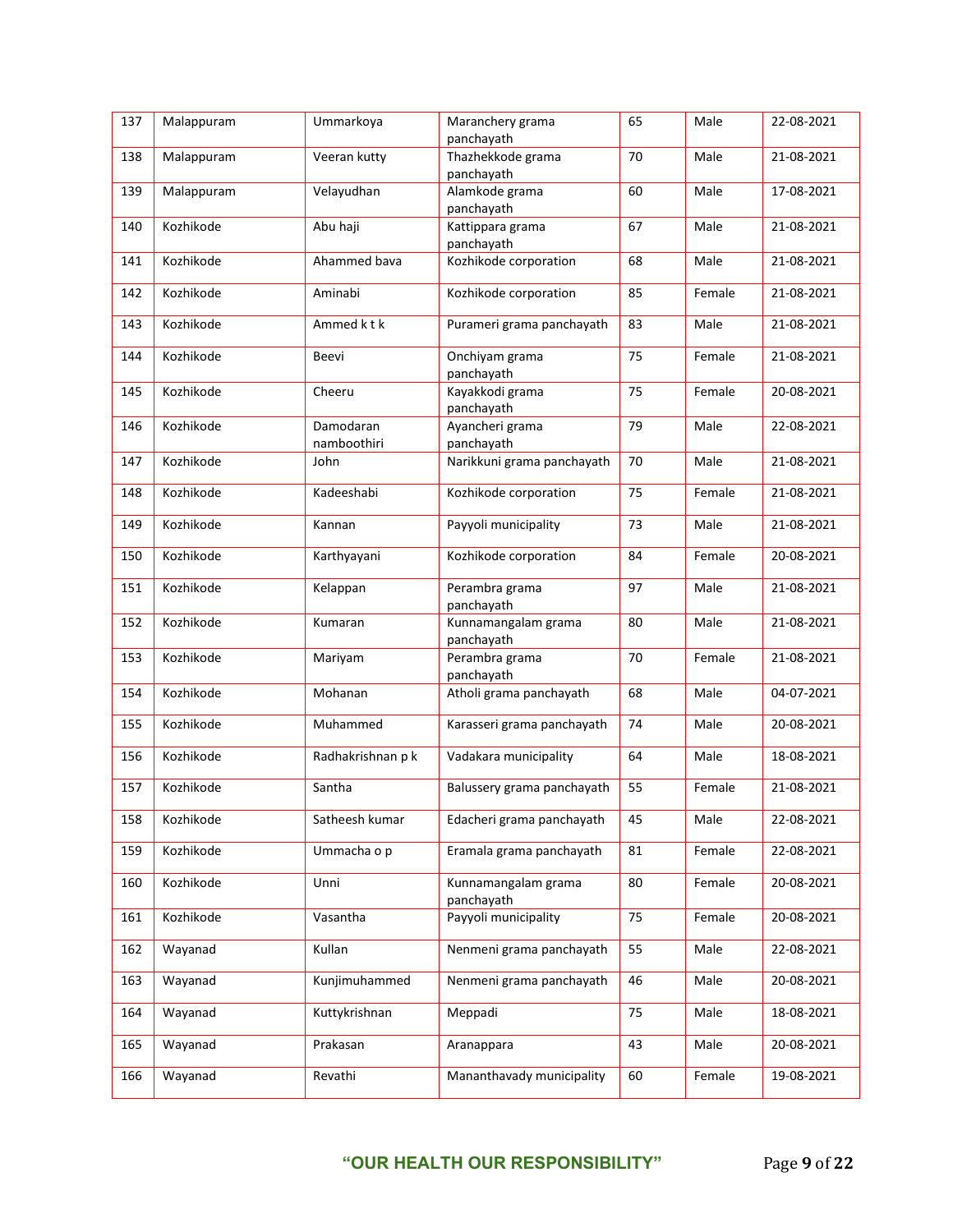| 137 | Malappuram | Ummarkoya | Maranchery grama panchayath | 65 | Male | 22-08-2021 |
|---|---|---|---|---|---|---|
| 138 | Malappuram | Veeran kutty | Thazhekkode grama panchayath | 70 | Male | 21-08-2021 |
| 139 | Malappuram | Velayudhan | Alamkode grama panchayath | 60 | Male | 17-08-2021 |
| 140 | Kozhikode | Abu haji | Kattippara grama panchayath | 67 | Male | 21-08-2021 |
| 141 | Kozhikode | Ahammed bava | Kozhikode corporation | 68 | Male | 21-08-2021 |
| 142 | Kozhikode | Aminabi | Kozhikode corporation | 85 | Female | 21-08-2021 |
| 143 | Kozhikode | Ammed k t k | Purameri grama panchayath | 83 | Male | 21-08-2021 |
| 144 | Kozhikode | Beevi | Onchiyam grama panchayath | 75 | Female | 21-08-2021 |
| 145 | Kozhikode | Cheeru | Kayakkodi grama panchayath | 75 | Female | 20-08-2021 |
| 146 | Kozhikode | Damodaran namboothiri | Ayancheri grama panchayath | 79 | Male | 22-08-2021 |
| 147 | Kozhikode | John | Narikkuni grama panchayath | 70 | Male | 21-08-2021 |
| 148 | Kozhikode | Kadeeshabi | Kozhikode corporation | 75 | Female | 21-08-2021 |
| 149 | Kozhikode | Kannan | Payyoli municipality | 73 | Male | 21-08-2021 |
| 150 | Kozhikode | Karthyayani | Kozhikode corporation | 84 | Female | 20-08-2021 |
| 151 | Kozhikode | Kelappan | Perambra grama panchayath | 97 | Male | 21-08-2021 |
| 152 | Kozhikode | Kumaran | Kunnamangalam grama panchayath | 80 | Male | 21-08-2021 |
| 153 | Kozhikode | Mariyam | Perambra grama panchayath | 70 | Female | 21-08-2021 |
| 154 | Kozhikode | Mohanan | Atholi grama panchayath | 68 | Male | 04-07-2021 |
| 155 | Kozhikode | Muhammed | Karasseri grama panchayath | 74 | Male | 20-08-2021 |
| 156 | Kozhikode | Radhakrishnan p k | Vadakara municipality | 64 | Male | 18-08-2021 |
| 157 | Kozhikode | Santha | Balussery grama panchayath | 55 | Female | 21-08-2021 |
| 158 | Kozhikode | Satheesh kumar | Edacheri grama panchayath | 45 | Male | 22-08-2021 |
| 159 | Kozhikode | Ummacha o p | Eramala grama panchayath | 81 | Female | 22-08-2021 |
| 160 | Kozhikode | Unni | Kunnamangalam grama panchayath | 80 | Female | 20-08-2021 |
| 161 | Kozhikode | Vasantha | Payyoli municipality | 75 | Female | 20-08-2021 |
| 162 | Wayanad | Kullan | Nenmeni grama panchayath | 55 | Male | 22-08-2021 |
| 163 | Wayanad | Kunjimuhammed | Nenmeni grama panchayath | 46 | Male | 20-08-2021 |
| 164 | Wayanad | Kuttykrishnan | Meppadi | 75 | Male | 18-08-2021 |
| 165 | Wayanad | Prakasan | Aranappara | 43 | Male | 20-08-2021 |
| 166 | Wayanad | Revathi | Mananthavady municipality | 60 | Female | 19-08-2021 |

**"OUR HEALTH OUR RESPONSIBILITY"**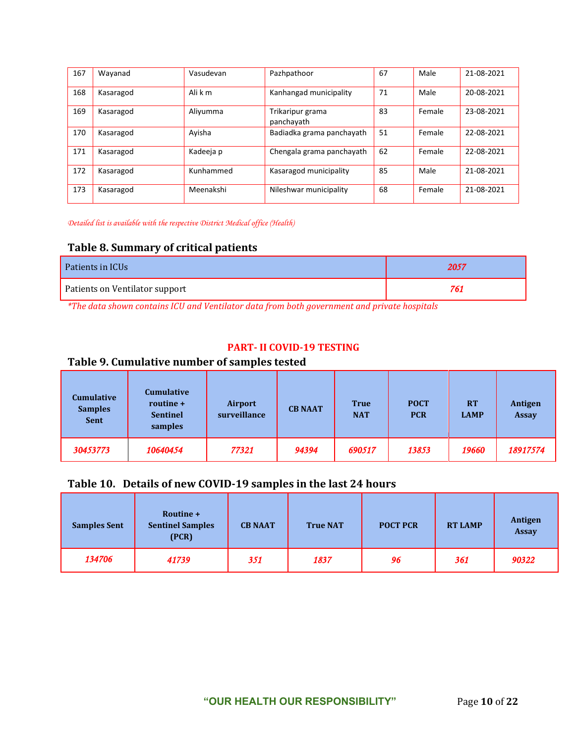| 167 | Wayanad | Vasudevan | Pazhpathoor | 67 | Male | 21-08-2021 |
|---|---|---|---|---|---|---|
| 168 | Kasaragod | Ali k m | Kanhangad municipality | 71 | Male | 20-08-2021 |
| 169 | Kasaragod | Aliyumma | Trikaripur grama panchayath | 83 | Female | 23-08-2021 |
| 170 | Kasaragod | Ayisha | Badiadka grama panchayath | 51 | Female | 22-08-2021 |
| 171 | Kasaragod | Kadeeja p | Chengala grama panchayath | 62 | Female | 22-08-2021 |
| 172 | Kasaragod | Kunhammed | Kasaragod municipality | 85 | Male | 21-08-2021 |
| 173 | Kasaragod | Meenakshi | Nileshwar municipality | 68 | Female | 21-08-2021 |

*Detailed list is available with the respective District Medical office (Health)*

### Table 8. Summary of critical patients

| Patients in ICUs | *2057* |
|---|---|
| Patients on Ventilator support | *761* |

**The data shown contains ICU and Ventilator data from both government and private hospitals*

## PART- II COVID-19 TESTING

### Table 9. Cumulative number of samples tested

| Cumulative Samples Sent | Cumulative routine + Sentinel samples | Airport surveillance | CB NAAT | True NAT | POCT PCR | RT LAMP | Antigen Assay |
|---|---|---|---|---|---|---|---|
| *30453773* | *10640454* | *77321* | *94394* | *690517* | *13853* | *19660* | *18917574* |

### Table 10. Details of new COVID-19 samples in the last 24 hours

| Samples Sent | Routine + Sentinel Samples (PCR) | CB NAAT | True NAT | POCT PCR | RT LAMP | Antigen Assay |
|---|---|---|---|---|---|---|
| *134706* | *41739* | *351* | *1837* | *96* | *361* | *90322* |

**"OUR HEALTH OUR RESPONSIBILITY"**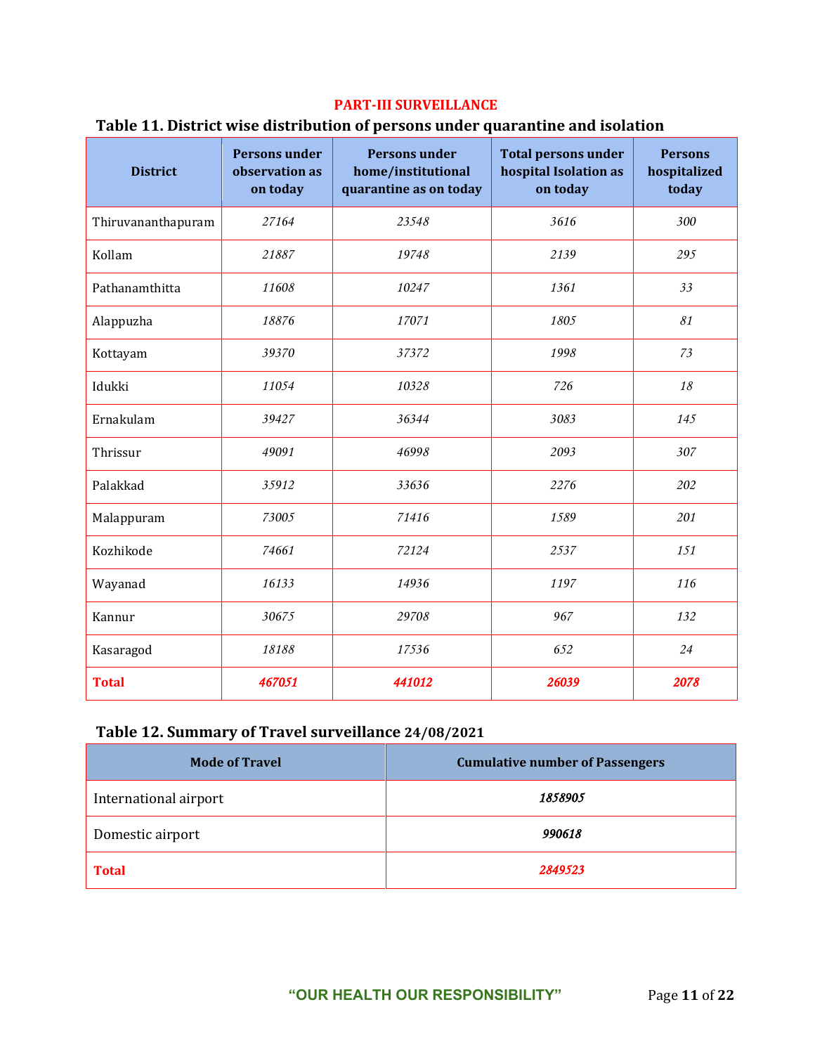## PART-III SURVEILLANCE

### Table 11. District wise distribution of persons under quarantine and isolation

| District | Persons under observation as on today | Persons under home/institutional quarantine as on today | Total persons under hospital Isolation as on today | Persons hospitalized today |
|---|---|---|---|---|
| Thiruvananthapuram | 27164 | 23548 | 3616 | 300 |
| Kollam | 21887 | 19748 | 2139 | 295 |
| Pathanamthitta | 11608 | 10247 | 1361 | 33 |
| Alappuzha | 18876 | 17071 | 1805 | 81 |
| Kottayam | 39370 | 37372 | 1998 | 73 |
| Idukki | 11054 | 10328 | 726 | 18 |
| Ernakulam | 39427 | 36344 | 3083 | 145 |
| Thrissur | 49091 | 46998 | 2093 | 307 |
| Palakkad | 35912 | 33636 | 2276 | 202 |
| Malappuram | 73005 | 71416 | 1589 | 201 |
| Kozhikode | 74661 | 72124 | 2537 | 151 |
| Wayanad | 16133 | 14936 | 1197 | 116 |
| Kannur | 30675 | 29708 | 967 | 132 |
| Kasaragod | 18188 | 17536 | 652 | 24 |
| **Total** | **467051** | **441012** | **26039** | **2078** |

### Table 12. Summary of Travel surveillance 24/08/2021

| Mode of Travel | Cumulative number of Passengers |
|---|---|
| International airport | 1858905 |
| Domestic airport | 990618 |
| **Total** | **2849523** |

"OUR HEALTH OUR RESPONSIBILITY"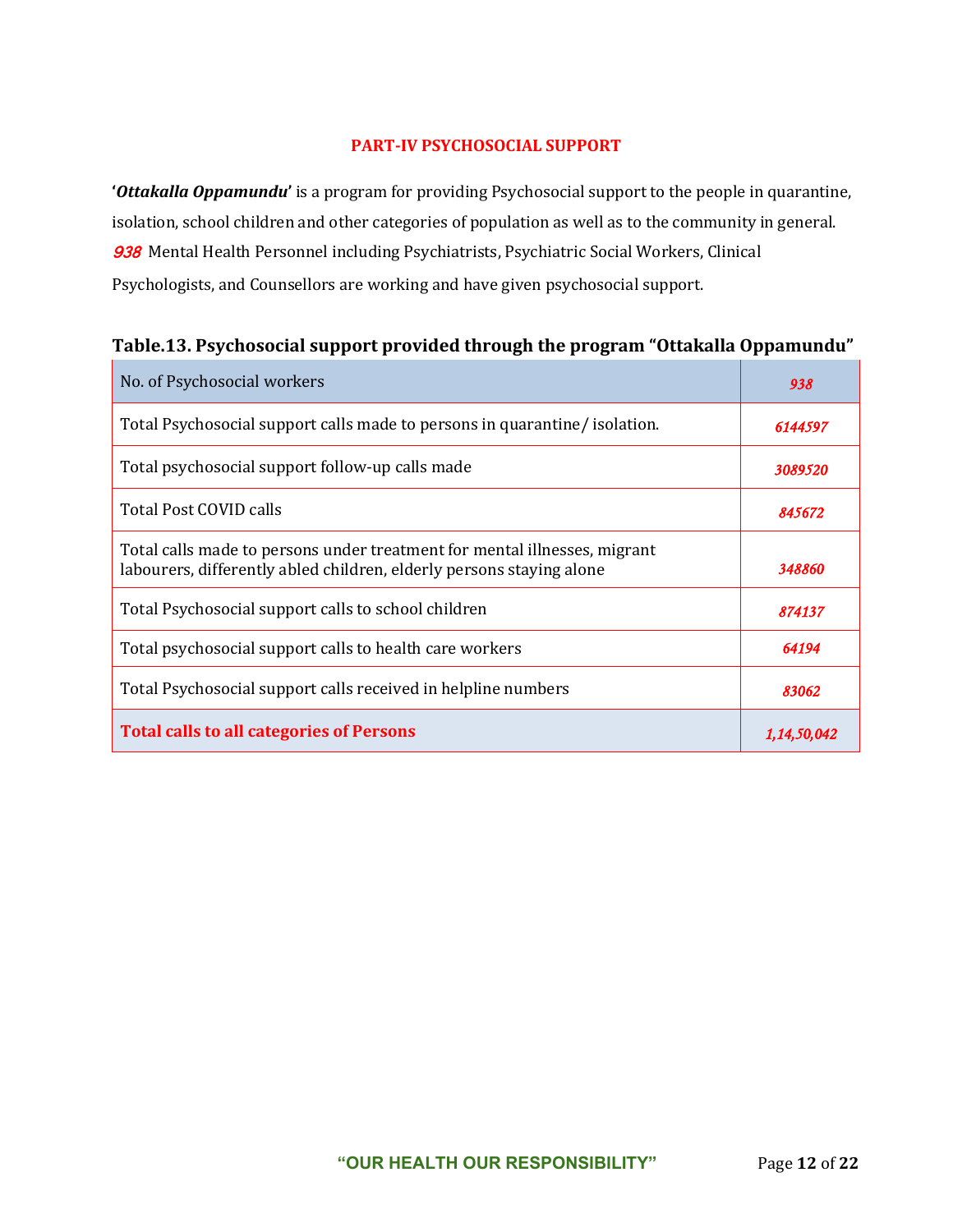## PART-IV PSYCHOSOCIAL SUPPORT

'***Ottakalla Oppamundu***' is a program for providing Psychosocial support to the people in quarantine, isolation, school children and other categories of population as well as to the community in general. ***938*** Mental Health Personnel including Psychiatrists, Psychiatric Social Workers, Clinical Psychologists, and Counsellors are working and have given psychosocial support.

**Table.13. Psychosocial support provided through the program "Ottakalla Oppamundu"**

| No. of Psychosocial workers | *938* |
|---|---|
| Total Psychosocial support calls made to persons in quarantine/ isolation. | *6144597* |
| Total psychosocial support follow-up calls made | *3089520* |
| Total Post COVID calls | *845672* |
| Total calls made to persons under treatment for mental illnesses, migrant labourers, differently abled children, elderly persons staying alone | *348860* |
| Total Psychosocial support calls to school children | *874137* |
| Total psychosocial support calls to health care workers | *64194* |
| Total Psychosocial support calls received in helpline numbers | *83062* |
| **Total calls to all categories of Persons** | ***1,14,50,042*** |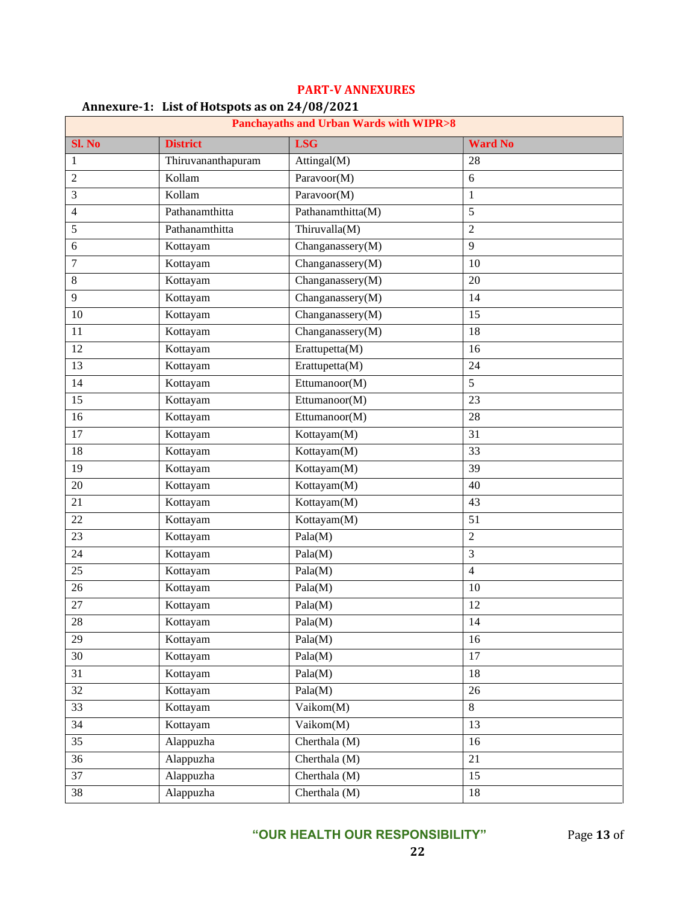# PART-V ANNEXURES

## Annexure-1: List of Hotspots as on 24/08/2021

| Panchayaths and Urban Wards with WIPR>8 | | | |
|---|---|---|---|
| **Sl. No** | **District** | **LSG** | **Ward No** |
| 1 | Thiruvananthapuram | Attingal(M) | 28 |
| 2 | Kollam | Paravoor(M) | 6 |
| 3 | Kollam | Paravoor(M) | 1 |
| 4 | Pathanamthitta | Pathanamthitta(M) | 5 |
| 5 | Pathanamthitta | Thiruvalla(M) | 2 |
| 6 | Kottayam | Changanassery(M) | 9 |
| 7 | Kottayam | Changanassery(M) | 10 |
| 8 | Kottayam | Changanassery(M) | 20 |
| 9 | Kottayam | Changanassery(M) | 14 |
| 10 | Kottayam | Changanassery(M) | 15 |
| 11 | Kottayam | Changanassery(M) | 18 |
| 12 | Kottayam | Erattupetta(M) | 16 |
| 13 | Kottayam | Erattupetta(M) | 24 |
| 14 | Kottayam | Ettumanoor(M) | 5 |
| 15 | Kottayam | Ettumanoor(M) | 23 |
| 16 | Kottayam | Ettumanoor(M) | 28 |
| 17 | Kottayam | Kottayam(M) | 31 |
| 18 | Kottayam | Kottayam(M) | 33 |
| 19 | Kottayam | Kottayam(M) | 39 |
| 20 | Kottayam | Kottayam(M) | 40 |
| 21 | Kottayam | Kottayam(M) | 43 |
| 22 | Kottayam | Kottayam(M) | 51 |
| 23 | Kottayam | Pala(M) | 2 |
| 24 | Kottayam | Pala(M) | 3 |
| 25 | Kottayam | Pala(M) | 4 |
| 26 | Kottayam | Pala(M) | 10 |
| 27 | Kottayam | Pala(M) | 12 |
| 28 | Kottayam | Pala(M) | 14 |
| 29 | Kottayam | Pala(M) | 16 |
| 30 | Kottayam | Pala(M) | 17 |
| 31 | Kottayam | Pala(M) | 18 |
| 32 | Kottayam | Pala(M) | 26 |
| 33 | Kottayam | Vaikom(M) | 8 |
| 34 | Kottayam | Vaikom(M) | 13 |
| 35 | Alappuzha | Cherthala (M) | 16 |
| 36 | Alappuzha | Cherthala (M) | 21 |
| 37 | Alappuzha | Cherthala (M) | 15 |
| 38 | Alappuzha | Cherthala (M) | 18 |

**"OUR HEALTH OUR RESPONSIBILITY"**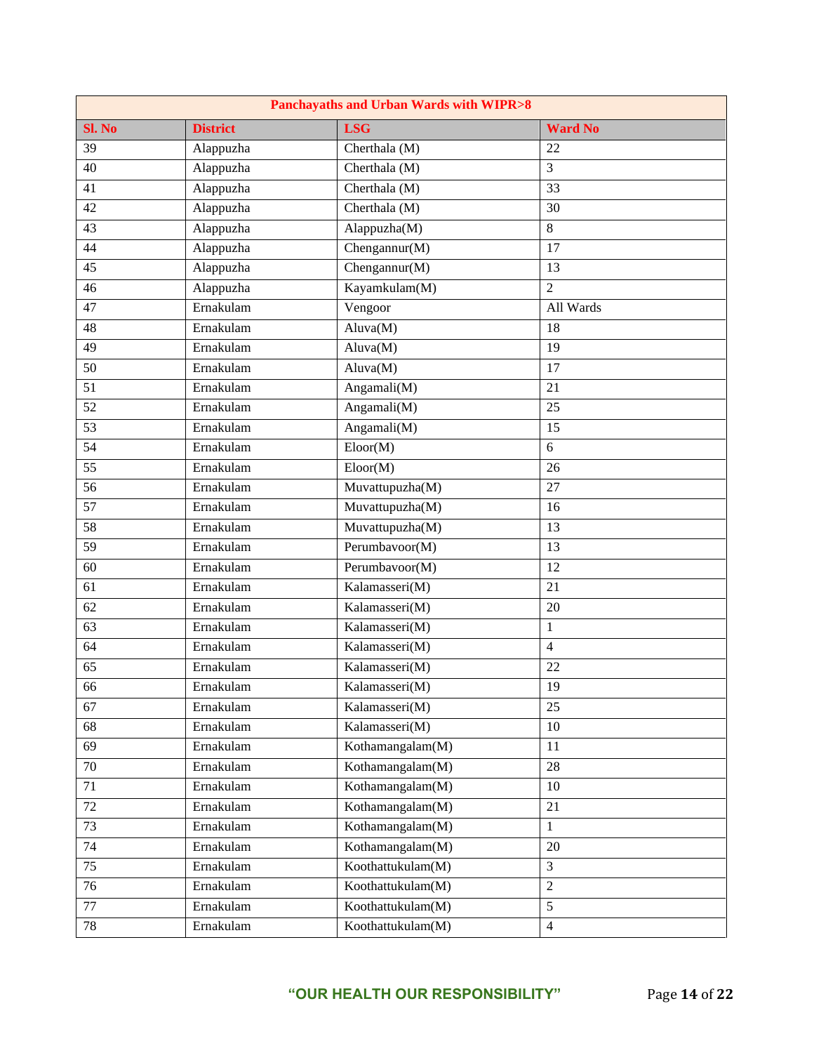| Panchayaths and Urban Wards with WIPR>8 | | | |
|---|---|---|---|
| **Sl. No** | **District** | **LSG** | **Ward No** |
| 39 | Alappuzha | Cherthala (M) | 22 |
| 40 | Alappuzha | Cherthala (M) | 3 |
| 41 | Alappuzha | Cherthala (M) | 33 |
| 42 | Alappuzha | Cherthala (M) | 30 |
| 43 | Alappuzha | Alappuzha(M) | 8 |
| 44 | Alappuzha | Chengannur(M) | 17 |
| 45 | Alappuzha | Chengannur(M) | 13 |
| 46 | Alappuzha | Kayamkulam(M) | 2 |
| 47 | Ernakulam | Vengoor | All Wards |
| 48 | Ernakulam | Aluva(M) | 18 |
| 49 | Ernakulam | Aluva(M) | 19 |
| 50 | Ernakulam | Aluva(M) | 17 |
| 51 | Ernakulam | Angamali(M) | 21 |
| 52 | Ernakulam | Angamali(M) | 25 |
| 53 | Ernakulam | Angamali(M) | 15 |
| 54 | Ernakulam | Eloor(M) | 6 |
| 55 | Ernakulam | Eloor(M) | 26 |
| 56 | Ernakulam | Muvattupuzha(M) | 27 |
| 57 | Ernakulam | Muvattupuzha(M) | 16 |
| 58 | Ernakulam | Muvattupuzha(M) | 13 |
| 59 | Ernakulam | Perumbavoor(M) | 13 |
| 60 | Ernakulam | Perumbavoor(M) | 12 |
| 61 | Ernakulam | Kalamasseri(M) | 21 |
| 62 | Ernakulam | Kalamasseri(M) | 20 |
| 63 | Ernakulam | Kalamasseri(M) | 1 |
| 64 | Ernakulam | Kalamasseri(M) | 4 |
| 65 | Ernakulam | Kalamasseri(M) | 22 |
| 66 | Ernakulam | Kalamasseri(M) | 19 |
| 67 | Ernakulam | Kalamasseri(M) | 25 |
| 68 | Ernakulam | Kalamasseri(M) | 10 |
| 69 | Ernakulam | Kothamangalam(M) | 11 |
| 70 | Ernakulam | Kothamangalam(M) | 28 |
| 71 | Ernakulam | Kothamangalam(M) | 10 |
| 72 | Ernakulam | Kothamangalam(M) | 21 |
| 73 | Ernakulam | Kothamangalam(M) | 1 |
| 74 | Ernakulam | Kothamangalam(M) | 20 |
| 75 | Ernakulam | Koothattukulam(M) | 3 |
| 76 | Ernakulam | Koothattukulam(M) | 2 |
| 77 | Ernakulam | Koothattukulam(M) | 5 |
| 78 | Ernakulam | Koothattukulam(M) | 4 |

**"OUR HEALTH OUR RESPONSIBILITY"**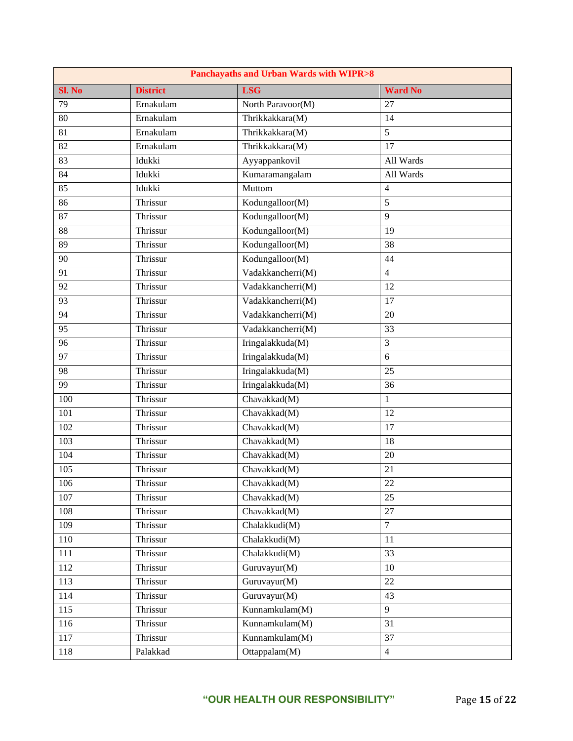| Panchayaths and Urban Wards with WIPR>8 | | | |
|---|---|---|---|
| **Sl. No** | **District** | **LSG** | **Ward No** |
| 79 | Ernakulam | North Paravoor(M) | 27 |
| 80 | Ernakulam | Thrikkakkara(M) | 14 |
| 81 | Ernakulam | Thrikkakkara(M) | 5 |
| 82 | Ernakulam | Thrikkakkara(M) | 17 |
| 83 | Idukki | Ayyappankovil | All Wards |
| 84 | Idukki | Kumaramangalam | All Wards |
| 85 | Idukki | Muttom | 4 |
| 86 | Thrissur | Kodungalloor(M) | 5 |
| 87 | Thrissur | Kodungalloor(M) | 9 |
| 88 | Thrissur | Kodungalloor(M) | 19 |
| 89 | Thrissur | Kodungalloor(M) | 38 |
| 90 | Thrissur | Kodungalloor(M) | 44 |
| 91 | Thrissur | Vadakkancherri(M) | 4 |
| 92 | Thrissur | Vadakkancherri(M) | 12 |
| 93 | Thrissur | Vadakkancherri(M) | 17 |
| 94 | Thrissur | Vadakkancherri(M) | 20 |
| 95 | Thrissur | Vadakkancherri(M) | 33 |
| 96 | Thrissur | Iringalakkuda(M) | 3 |
| 97 | Thrissur | Iringalakkuda(M) | 6 |
| 98 | Thrissur | Iringalakkuda(M) | 25 |
| 99 | Thrissur | Iringalakkuda(M) | 36 |
| 100 | Thrissur | Chavakkad(M) | 1 |
| 101 | Thrissur | Chavakkad(M) | 12 |
| 102 | Thrissur | Chavakkad(M) | 17 |
| 103 | Thrissur | Chavakkad(M) | 18 |
| 104 | Thrissur | Chavakkad(M) | 20 |
| 105 | Thrissur | Chavakkad(M) | 21 |
| 106 | Thrissur | Chavakkad(M) | 22 |
| 107 | Thrissur | Chavakkad(M) | 25 |
| 108 | Thrissur | Chavakkad(M) | 27 |
| 109 | Thrissur | Chalakkudi(M) | 7 |
| 110 | Thrissur | Chalakkudi(M) | 11 |
| 111 | Thrissur | Chalakkudi(M) | 33 |
| 112 | Thrissur | Guruvayur(M) | 10 |
| 113 | Thrissur | Guruvayur(M) | 22 |
| 114 | Thrissur | Guruvayur(M) | 43 |
| 115 | Thrissur | Kunnamkulam(M) | 9 |
| 116 | Thrissur | Kunnamkulam(M) | 31 |
| 117 | Thrissur | Kunnamkulam(M) | 37 |
| 118 | Palakkad | Ottappalam(M) | 4 |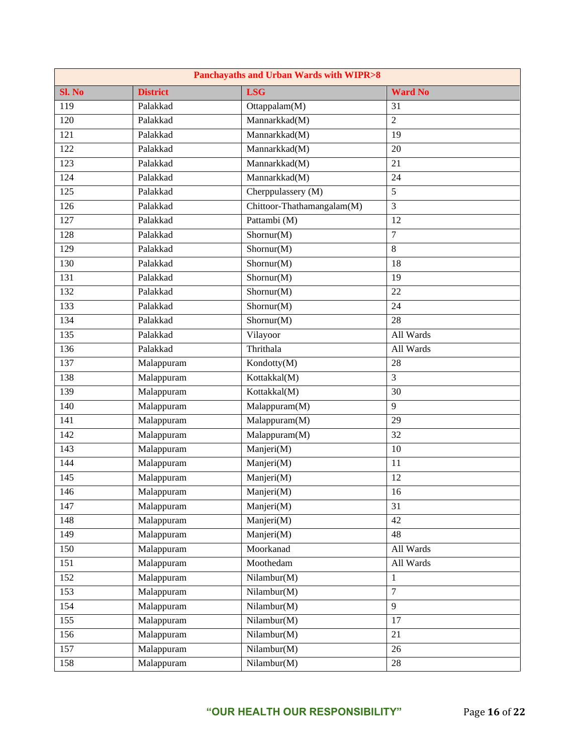| Panchayaths and Urban Wards with WIPR>8 | | | |
|---|---|---|---|
| **Sl. No** | **District** | **LSG** | **Ward No** |
| 119 | Palakkad | Ottappalam(M) | 31 |
| 120 | Palakkad | Mannarkkad(M) | 2 |
| 121 | Palakkad | Mannarkkad(M) | 19 |
| 122 | Palakkad | Mannarkkad(M) | 20 |
| 123 | Palakkad | Mannarkkad(M) | 21 |
| 124 | Palakkad | Mannarkkad(M) | 24 |
| 125 | Palakkad | Cherppulassery (M) | 5 |
| 126 | Palakkad | Chittoor-Thathamangalam(M) | 3 |
| 127 | Palakkad | Pattambi (M) | 12 |
| 128 | Palakkad | Shornur(M) | 7 |
| 129 | Palakkad | Shornur(M) | 8 |
| 130 | Palakkad | Shornur(M) | 18 |
| 131 | Palakkad | Shornur(M) | 19 |
| 132 | Palakkad | Shornur(M) | 22 |
| 133 | Palakkad | Shornur(M) | 24 |
| 134 | Palakkad | Shornur(M) | 28 |
| 135 | Palakkad | Vilayoor | All Wards |
| 136 | Palakkad | Thrithala | All Wards |
| 137 | Malappuram | Kondotty(M) | 28 |
| 138 | Malappuram | Kottakkal(M) | 3 |
| 139 | Malappuram | Kottakkal(M) | 30 |
| 140 | Malappuram | Malappuram(M) | 9 |
| 141 | Malappuram | Malappuram(M) | 29 |
| 142 | Malappuram | Malappuram(M) | 32 |
| 143 | Malappuram | Manjeri(M) | 10 |
| 144 | Malappuram | Manjeri(M) | 11 |
| 145 | Malappuram | Manjeri(M) | 12 |
| 146 | Malappuram | Manjeri(M) | 16 |
| 147 | Malappuram | Manjeri(M) | 31 |
| 148 | Malappuram | Manjeri(M) | 42 |
| 149 | Malappuram | Manjeri(M) | 48 |
| 150 | Malappuram | Moorkanad | All Wards |
| 151 | Malappuram | Moothedam | All Wards |
| 152 | Malappuram | Nilambur(M) | 1 |
| 153 | Malappuram | Nilambur(M) | 7 |
| 154 | Malappuram | Nilambur(M) | 9 |
| 155 | Malappuram | Nilambur(M) | 17 |
| 156 | Malappuram | Nilambur(M) | 21 |
| 157 | Malappuram | Nilambur(M) | 26 |
| 158 | Malappuram | Nilambur(M) | 28 |

“OUR HEALTH OUR RESPONSIBILITY”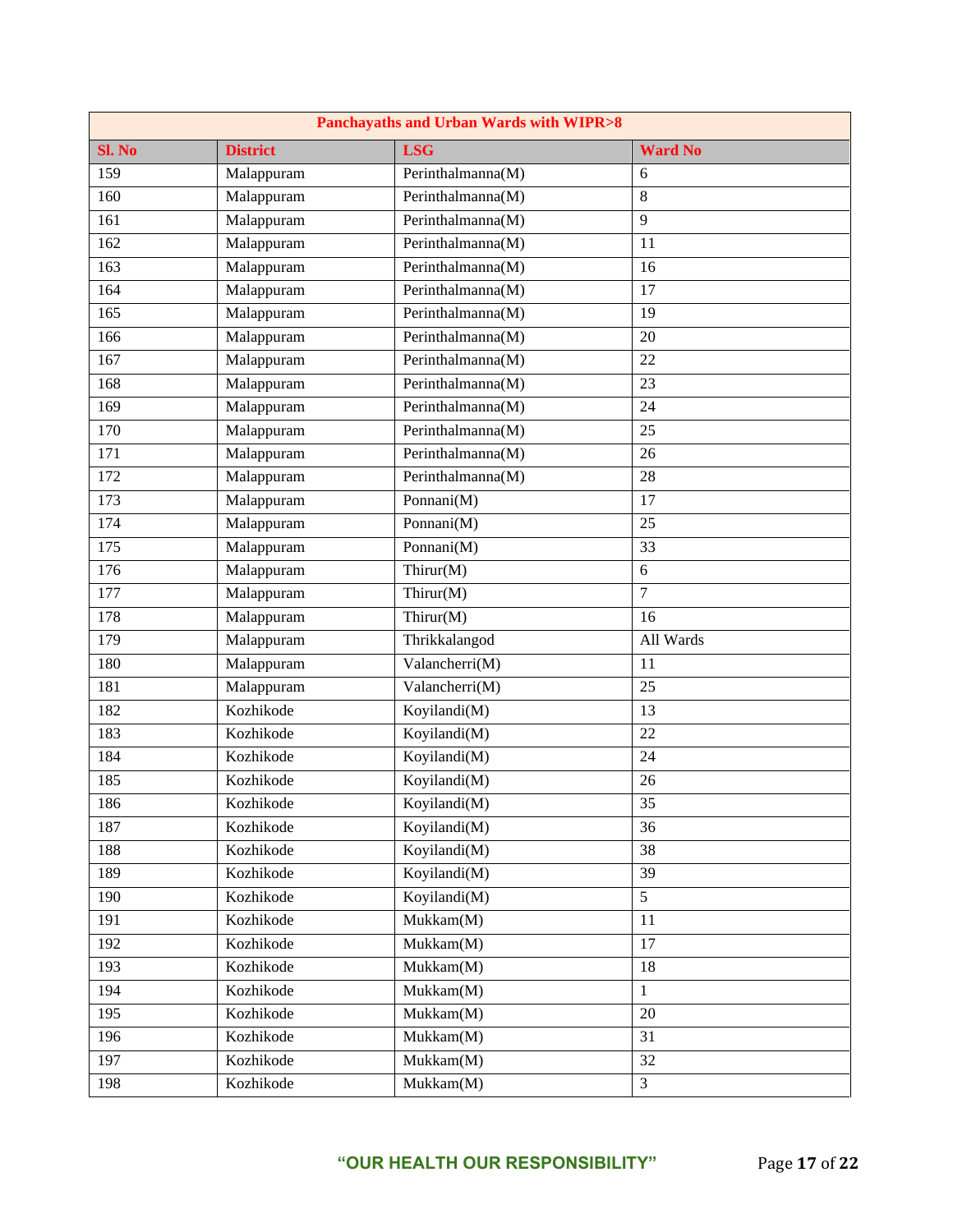| Panchayaths and Urban Wards with WIPR>8 | | | |
|---|---|---|---|
| **Sl. No** | **District** | **LSG** | **Ward No** |
| 159 | Malappuram | Perinthalmanna(M) | 6 |
| 160 | Malappuram | Perinthalmanna(M) | 8 |
| 161 | Malappuram | Perinthalmanna(M) | 9 |
| 162 | Malappuram | Perinthalmanna(M) | 11 |
| 163 | Malappuram | Perinthalmanna(M) | 16 |
| 164 | Malappuram | Perinthalmanna(M) | 17 |
| 165 | Malappuram | Perinthalmanna(M) | 19 |
| 166 | Malappuram | Perinthalmanna(M) | 20 |
| 167 | Malappuram | Perinthalmanna(M) | 22 |
| 168 | Malappuram | Perinthalmanna(M) | 23 |
| 169 | Malappuram | Perinthalmanna(M) | 24 |
| 170 | Malappuram | Perinthalmanna(M) | 25 |
| 171 | Malappuram | Perinthalmanna(M) | 26 |
| 172 | Malappuram | Perinthalmanna(M) | 28 |
| 173 | Malappuram | Ponnani(M) | 17 |
| 174 | Malappuram | Ponnani(M) | 25 |
| 175 | Malappuram | Ponnani(M) | 33 |
| 176 | Malappuram | Thirur(M) | 6 |
| 177 | Malappuram | Thirur(M) | 7 |
| 178 | Malappuram | Thirur(M) | 16 |
| 179 | Malappuram | Thrikkalangod | All Wards |
| 180 | Malappuram | Valancherri(M) | 11 |
| 181 | Malappuram | Valancherri(M) | 25 |
| 182 | Kozhikode | Koyilandi(M) | 13 |
| 183 | Kozhikode | Koyilandi(M) | 22 |
| 184 | Kozhikode | Koyilandi(M) | 24 |
| 185 | Kozhikode | Koyilandi(M) | 26 |
| 186 | Kozhikode | Koyilandi(M) | 35 |
| 187 | Kozhikode | Koyilandi(M) | 36 |
| 188 | Kozhikode | Koyilandi(M) | 38 |
| 189 | Kozhikode | Koyilandi(M) | 39 |
| 190 | Kozhikode | Koyilandi(M) | 5 |
| 191 | Kozhikode | Mukkam(M) | 11 |
| 192 | Kozhikode | Mukkam(M) | 17 |
| 193 | Kozhikode | Mukkam(M) | 18 |
| 194 | Kozhikode | Mukkam(M) | 1 |
| 195 | Kozhikode | Mukkam(M) | 20 |
| 196 | Kozhikode | Mukkam(M) | 31 |
| 197 | Kozhikode | Mukkam(M) | 32 |
| 198 | Kozhikode | Mukkam(M) | 3 |

**"OUR HEALTH OUR RESPONSIBILITY"**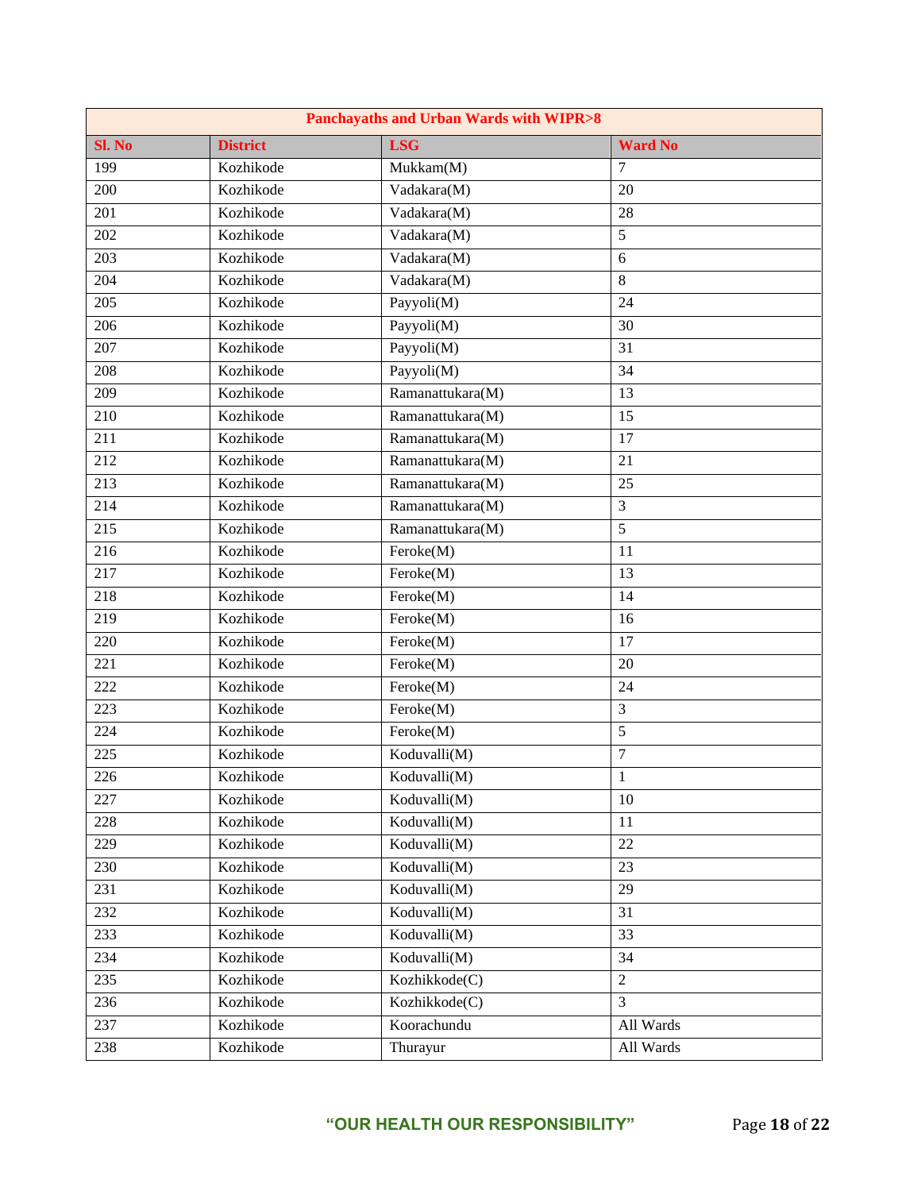| Panchayaths and Urban Wards with WIPR>8 | | | |
|---|---|---|---|
| **Sl. No** | **District** | **LSG** | **Ward No** |
| 199 | Kozhikode | Mukkam(M) | 7 |
| 200 | Kozhikode | Vadakara(M) | 20 |
| 201 | Kozhikode | Vadakara(M) | 28 |
| 202 | Kozhikode | Vadakara(M) | 5 |
| 203 | Kozhikode | Vadakara(M) | 6 |
| 204 | Kozhikode | Vadakara(M) | 8 |
| 205 | Kozhikode | Payyoli(M) | 24 |
| 206 | Kozhikode | Payyoli(M) | 30 |
| 207 | Kozhikode | Payyoli(M) | 31 |
| 208 | Kozhikode | Payyoli(M) | 34 |
| 209 | Kozhikode | Ramanattukara(M) | 13 |
| 210 | Kozhikode | Ramanattukara(M) | 15 |
| 211 | Kozhikode | Ramanattukara(M) | 17 |
| 212 | Kozhikode | Ramanattukara(M) | 21 |
| 213 | Kozhikode | Ramanattukara(M) | 25 |
| 214 | Kozhikode | Ramanattukara(M) | 3 |
| 215 | Kozhikode | Ramanattukara(M) | 5 |
| 216 | Kozhikode | Feroke(M) | 11 |
| 217 | Kozhikode | Feroke(M) | 13 |
| 218 | Kozhikode | Feroke(M) | 14 |
| 219 | Kozhikode | Feroke(M) | 16 |
| 220 | Kozhikode | Feroke(M) | 17 |
| 221 | Kozhikode | Feroke(M) | 20 |
| 222 | Kozhikode | Feroke(M) | 24 |
| 223 | Kozhikode | Feroke(M) | 3 |
| 224 | Kozhikode | Feroke(M) | 5 |
| 225 | Kozhikode | Koduvalli(M) | 7 |
| 226 | Kozhikode | Koduvalli(M) | 1 |
| 227 | Kozhikode | Koduvalli(M) | 10 |
| 228 | Kozhikode | Koduvalli(M) | 11 |
| 229 | Kozhikode | Koduvalli(M) | 22 |
| 230 | Kozhikode | Koduvalli(M) | 23 |
| 231 | Kozhikode | Koduvalli(M) | 29 |
| 232 | Kozhikode | Koduvalli(M) | 31 |
| 233 | Kozhikode | Koduvalli(M) | 33 |
| 234 | Kozhikode | Koduvalli(M) | 34 |
| 235 | Kozhikode | Kozhikkode(C) | 2 |
| 236 | Kozhikode | Kozhikkode(C) | 3 |
| 237 | Kozhikode | Koorachundu | All Wards |
| 238 | Kozhikode | Thurayur | All Wards |

**"OUR HEALTH OUR RESPONSIBILITY"**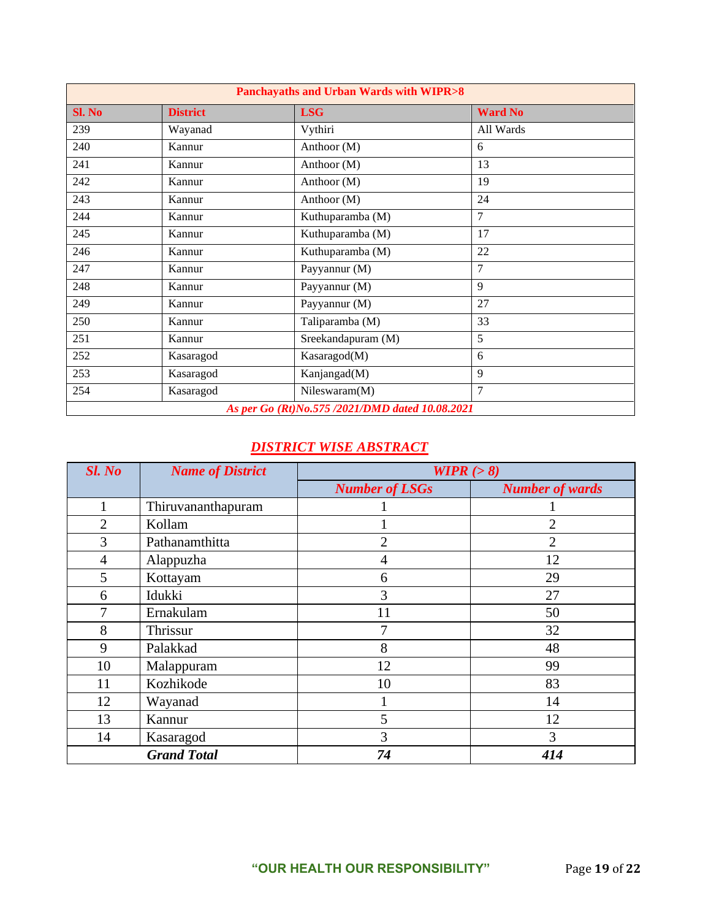| Panchayaths and Urban Wards with WIPR>8 | | | |
|---|---|---|---|
| **Sl. No** | **District** | **LSG** | **Ward No** |
| 239 | Wayanad | Vythiri | All Wards |
| 240 | Kannur | Anthoor (M) | 6 |
| 241 | Kannur | Anthoor (M) | 13 |
| 242 | Kannur | Anthoor (M) | 19 |
| 243 | Kannur | Anthoor (M) | 24 |
| 244 | Kannur | Kuthuparamba (M) | 7 |
| 245 | Kannur | Kuthuparamba (M) | 17 |
| 246 | Kannur | Kuthuparamba (M) | 22 |
| 247 | Kannur | Payyannur (M) | 7 |
| 248 | Kannur | Payyannur (M) | 9 |
| 249 | Kannur | Payyannur (M) | 27 |
| 250 | Kannur | Taliparamba (M) | 33 |
| 251 | Kannur | Sreekandapuram (M) | 5 |
| 252 | Kasaragod | Kasaragod(M) | 6 |
| 253 | Kasaragod | Kanjangad(M) | 9 |
| 254 | Kasaragod | Nileswaram(M) | 7 |

*As per Go (Rt)No.575 /2021/DMD dated 10.08.2021*

## *DISTRICT WISE ABSTRACT*

| *Sl. No* | *Name of District* | *WIPR (> 8)* | |
|---|---|---|---|
| | | *Number of LSGs* | *Number of wards* |
| 1 | Thiruvananthapuram | 1 | 1 |
| 2 | Kollam | 1 | 2 |
| 3 | Pathanamthitta | 2 | 2 |
| 4 | Alappuzha | 4 | 12 |
| 5 | Kottayam | 6 | 29 |
| 6 | Idukki | 3 | 27 |
| 7 | Ernakulam | 11 | 50 |
| 8 | Thrissur | 7 | 32 |
| 9 | Palakkad | 8 | 48 |
| 10 | Malappuram | 12 | 99 |
| 11 | Kozhikode | 10 | 83 |
| 12 | Wayanad | 1 | 14 |
| 13 | Kannur | 5 | 12 |
| 14 | Kasaragod | 3 | 3 |
| | ***Grand Total*** | ***74*** | ***414*** |

**"OUR HEALTH OUR RESPONSIBILITY"**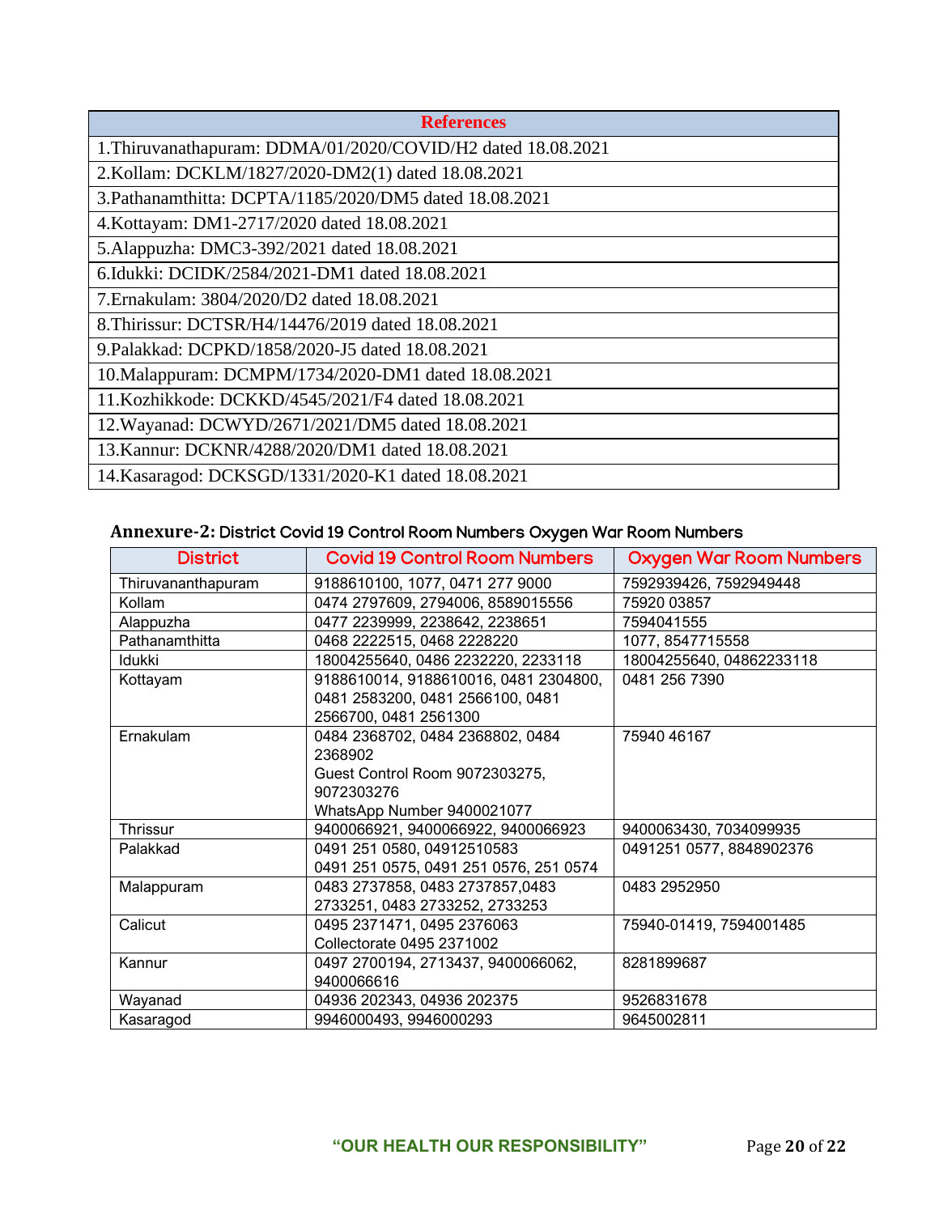| References |
|---|
| 1.Thiruvanathapuram: DDMA/01/2020/COVID/H2 dated 18.08.2021 |
| 2.Kollam: DCKLM/1827/2020-DM2(1) dated 18.08.2021 |
| 3.Pathanamthitta: DCPTA/1185/2020/DM5 dated 18.08.2021 |
| 4.Kottayam: DM1-2717/2020 dated 18.08.2021 |
| 5.Alappuzha: DMC3-392/2021 dated 18.08.2021 |
| 6.Idukki: DCIDK/2584/2021-DM1 dated 18.08.2021 |
| 7.Ernakulam: 3804/2020/D2 dated 18.08.2021 |
| 8.Thirissur: DCTSR/H4/14476/2019 dated 18.08.2021 |
| 9.Palakkad: DCPKD/1858/2020-J5 dated 18.08.2021 |
| 10.Malappuram: DCMPM/1734/2020-DM1 dated 18.08.2021 |
| 11.Kozhikkode: DCKKD/4545/2021/F4 dated 18.08.2021 |
| 12.Wayanad: DCWYD/2671/2021/DM5 dated 18.08.2021 |
| 13.Kannur: DCKNR/4288/2020/DM1 dated 18.08.2021 |
| 14.Kasaragod: DCKSGD/1331/2020-K1 dated 18.08.2021 |

**Annexure-2:** District Covid 19 Control Room Numbers Oxygen War Room Numbers

| District | Covid 19 Control Room Numbers | Oxygen War Room Numbers |
|---|---|---|
| Thiruvananthapuram | 9188610100, 1077, 0471 277 9000 | 7592939426, 7592949448 |
| Kollam | 0474 2797609, 2794006, 8589015556 | 75920 03857 |
| Alappuzha | 0477 2239999, 2238642, 2238651 | 7594041555 |
| Pathanamthitta | 0468 2222515, 0468 2228220 | 1077, 8547715558 |
| Idukki | 18004255640, 0486 2232220, 2233118 | 18004255640, 04862233118 |
| Kottayam | 9188610014, 9188610016, 0481 2304800, 0481 2583200, 0481 2566100, 0481 2566700, 0481 2561300 | 0481 256 7390 |
| Ernakulam | 0484 2368702, 0484 2368802, 0484 2368902<br>Guest Control Room 9072303275, 9072303276<br>WhatsApp Number 9400021077 | 75940 46167 |
| Thrissur | 9400066921, 9400066922, 9400066923 | 9400063430, 7034099935 |
| Palakkad | 0491 251 0580, 04912510583<br>0491 251 0575, 0491 251 0576, 251 0574 | 0491251 0577, 8848902376 |
| Malappuram | 0483 2737858, 0483 2737857,0483 2733251, 0483 2733252, 2733253 | 0483 2952950 |
| Calicut | 0495 2371471, 0495 2376063<br>Collectorate 0495 2371002 | 75940-01419, 7594001485 |
| Kannur | 0497 2700194, 2713437, 9400066062, 9400066616 | 8281899687 |
| Wayanad | 04936 202343, 04936 202375 | 9526831678 |
| Kasaragod | 9946000493, 9946000293 | 9645002811 |

**"OUR HEALTH OUR RESPONSIBILITY"**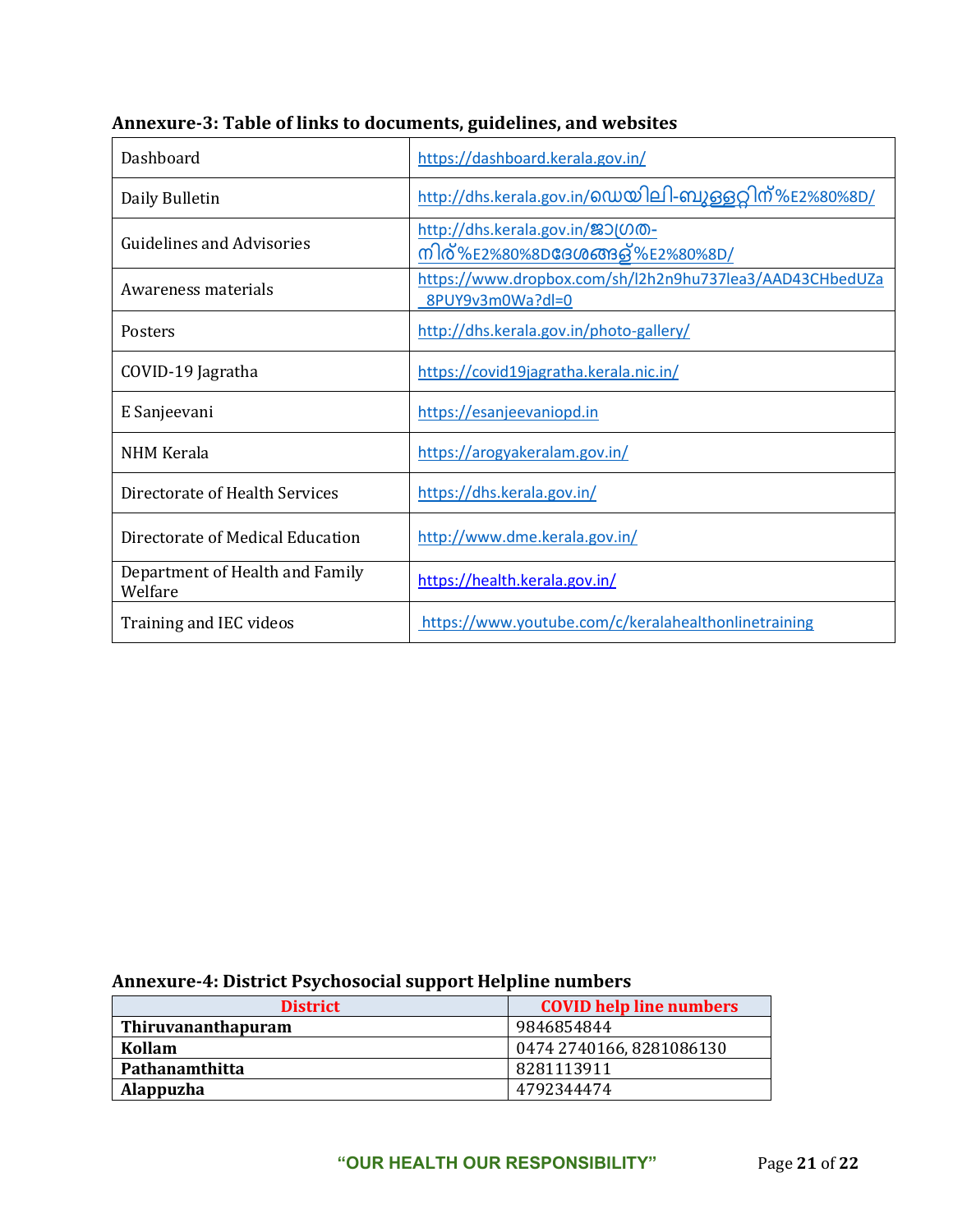### Annexure-3: Table of links to documents, guidelines, and websites

| | |
|---|---|
| Dashboard | https://dashboard.kerala.gov.in/ |
| Daily Bulletin | http://dhs.kerala.gov.in/ഡെയിലി-ബുള്ളറ്റിന്%E2%80%8D/ |
| Guidelines and Advisories | http://dhs.kerala.gov.in/ജാഗ്രത-നിര്%E2%80%8Dദേശങ്ങള്%E2%80%8D/ |
| Awareness materials | https://www.dropbox.com/sh/l2h2n9hu737lea3/AAD43CHbedUZa_8PUY9v3m0Wa?dl=0 |
| Posters | http://dhs.kerala.gov.in/photo-gallery/ |
| COVID-19 Jagratha | https://covid19jagratha.kerala.nic.in/ |
| E Sanjeevani | https://esanjeevaniopd.in |
| NHM Kerala | https://arogyakeralam.gov.in/ |
| Directorate of Health Services | https://dhs.kerala.gov.in/ |
| Directorate of Medical Education | http://www.dme.kerala.gov.in/ |
| Department of Health and Family Welfare | https://health.kerala.gov.in/ |
| Training and IEC videos | https://www.youtube.com/c/keralahealthonlinetraining |

### Annexure-4: District Psychosocial support Helpline numbers

| District | COVID help line numbers |
|---|---|
| **Thiruvananthapuram** | 9846854844 |
| **Kollam** | 0474 2740166, 8281086130 |
| **Pathanamthitta** | 8281113911 |
| **Alappuzha** | 4792344474 |

**"OUR HEALTH OUR RESPONSIBILITY"**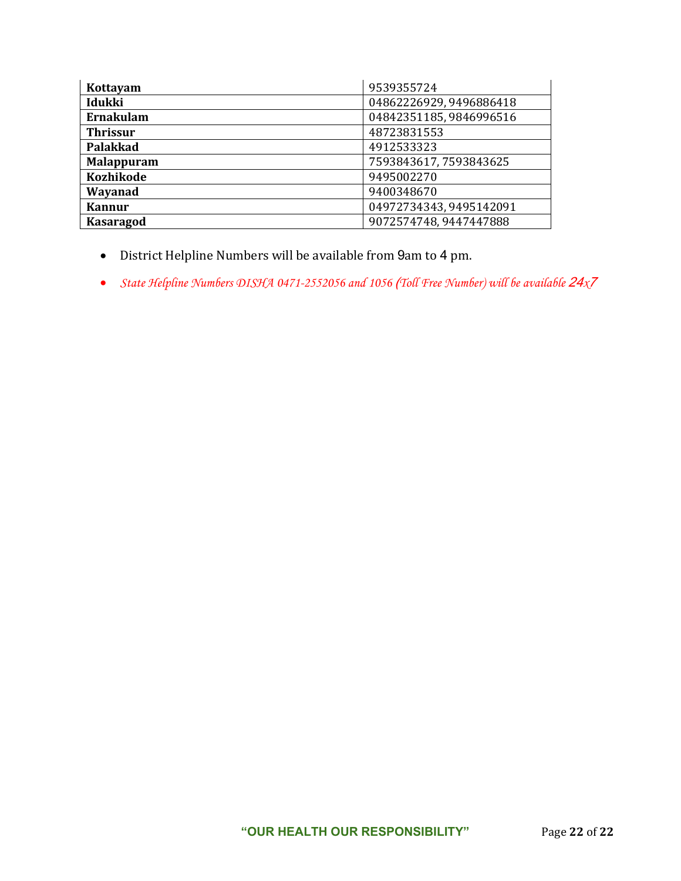| | |
|---|---|
| **Kottayam** | 9539355724 |
| **Idukki** | 04862226929, 9496886418 |
| **Ernakulam** | 04842351185, 9846996516 |
| **Thrissur** | 48723831553 |
| **Palakkad** | 4912533323 |
| **Malappuram** | 7593843617, 7593843625 |
| **Kozhikode** | 9495002270 |
| **Wayanad** | 9400348670 |
| **Kannur** | 04972734343, 9495142091 |
| **Kasaragod** | 9072574748, 9447447888 |

- District Helpline Numbers will be available from 9am to 4 pm.
- *State Helpline Numbers DISHA 0471-2552056 and 1056 (Toll Free Number) will be available 24x7*